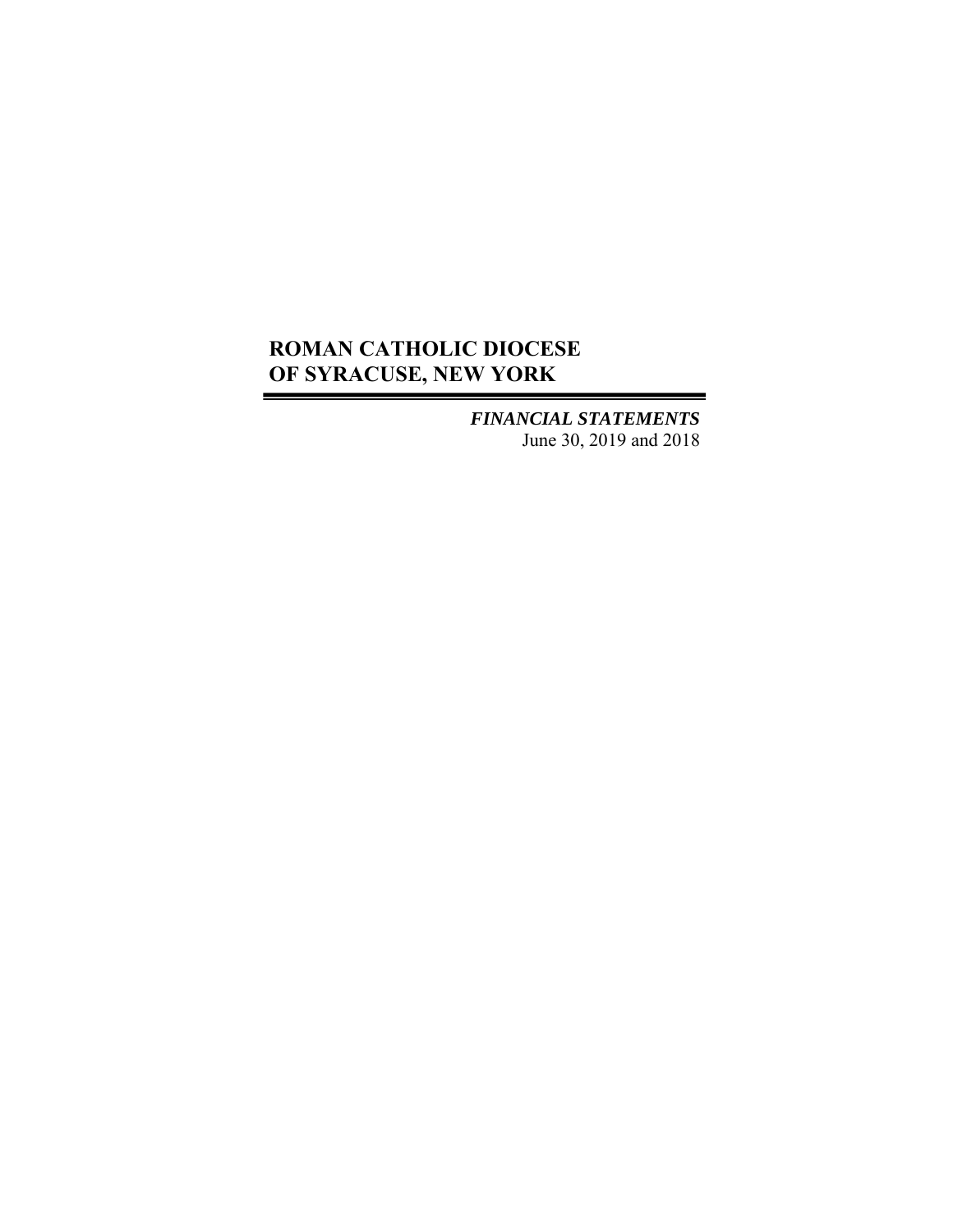# ROMAN CATHOLIC DIOCESE OF SYRACUSE, NEW YORK

***FINANCIAL STATEMENTS***

June 30, 2019 and 2018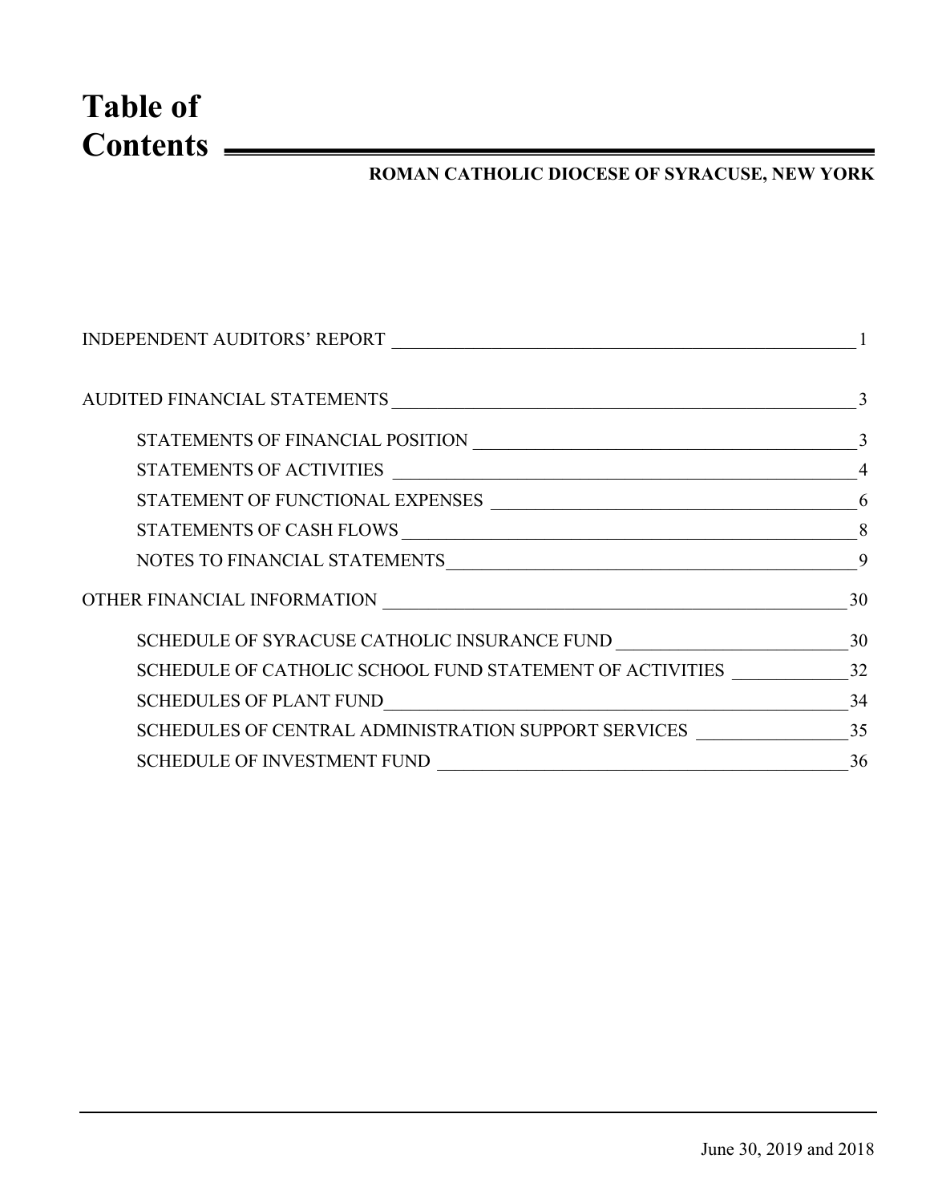# Table of Contents

**ROMAN CATHOLIC DIOCESE OF SYRACUSE, NEW YORK**

| | |
|---|---|
| INDEPENDENT AUDITORS' REPORT | 1 |
| AUDITED FINANCIAL STATEMENTS | 3 |
| STATEMENTS OF FINANCIAL POSITION | 3 |
| STATEMENTS OF ACTIVITIES | 4 |
| STATEMENT OF FUNCTIONAL EXPENSES | 6 |
| STATEMENTS OF CASH FLOWS | 8 |
| NOTES TO FINANCIAL STATEMENTS | 9 |
| OTHER FINANCIAL INFORMATION | 30 |
| SCHEDULE OF SYRACUSE CATHOLIC INSURANCE FUND | 30 |
| SCHEDULE OF CATHOLIC SCHOOL FUND STATEMENT OF ACTIVITIES | 32 |
| SCHEDULES OF PLANT FUND | 34 |
| SCHEDULES OF CENTRAL ADMINISTRATION SUPPORT SERVICES | 35 |
| SCHEDULE OF INVESTMENT FUND | 36 |

June 30, 2019 and 2018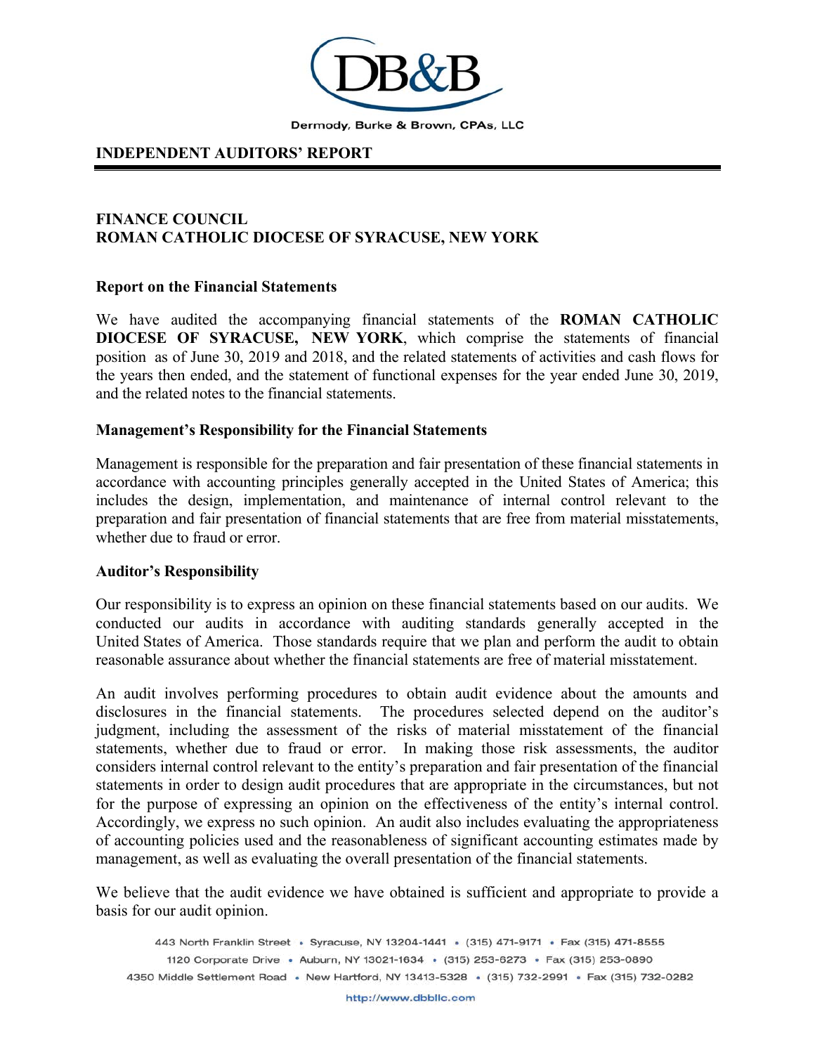Dermody, Burke & Brown, CPAs, LLC

## INDEPENDENT AUDITORS' REPORT

**FINANCE COUNCIL**
**ROMAN CATHOLIC DIOCESE OF SYRACUSE, NEW YORK**

### Report on the Financial Statements

We have audited the accompanying financial statements of the **ROMAN CATHOLIC DIOCESE OF SYRACUSE, NEW YORK**, which comprise the statements of financial position as of June 30, 2019 and 2018, and the related statements of activities and cash flows for the years then ended, and the statement of functional expenses for the year ended June 30, 2019, and the related notes to the financial statements.

### Management's Responsibility for the Financial Statements

Management is responsible for the preparation and fair presentation of these financial statements in accordance with accounting principles generally accepted in the United States of America; this includes the design, implementation, and maintenance of internal control relevant to the preparation and fair presentation of financial statements that are free from material misstatements, whether due to fraud or error.

### Auditor's Responsibility

Our responsibility is to express an opinion on these financial statements based on our audits. We conducted our audits in accordance with auditing standards generally accepted in the United States of America. Those standards require that we plan and perform the audit to obtain reasonable assurance about whether the financial statements are free of material misstatement.

An audit involves performing procedures to obtain audit evidence about the amounts and disclosures in the financial statements. The procedures selected depend on the auditor's judgment, including the assessment of the risks of material misstatement of the financial statements, whether due to fraud or error. In making those risk assessments, the auditor considers internal control relevant to the entity's preparation and fair presentation of the financial statements in order to design audit procedures that are appropriate in the circumstances, but not for the purpose of expressing an opinion on the effectiveness of the entity's internal control. Accordingly, we express no such opinion. An audit also includes evaluating the appropriateness of accounting policies used and the reasonableness of significant accounting estimates made by management, as well as evaluating the overall presentation of the financial statements.

We believe that the audit evidence we have obtained is sufficient and appropriate to provide a basis for our audit opinion.

443 North Franklin Street • Syracuse, NY 13204-1441 • (315) 471-9171 • Fax (315) 471-8555
1120 Corporate Drive • Auburn, NY 13021-1634 • (315) 253-6273 • Fax (315) 253-0890
4350 Middle Settlement Road • New Hartford, NY 13413-5328 • (315) 732-2991 • Fax (315) 732-0282

http://www.dbbllc.com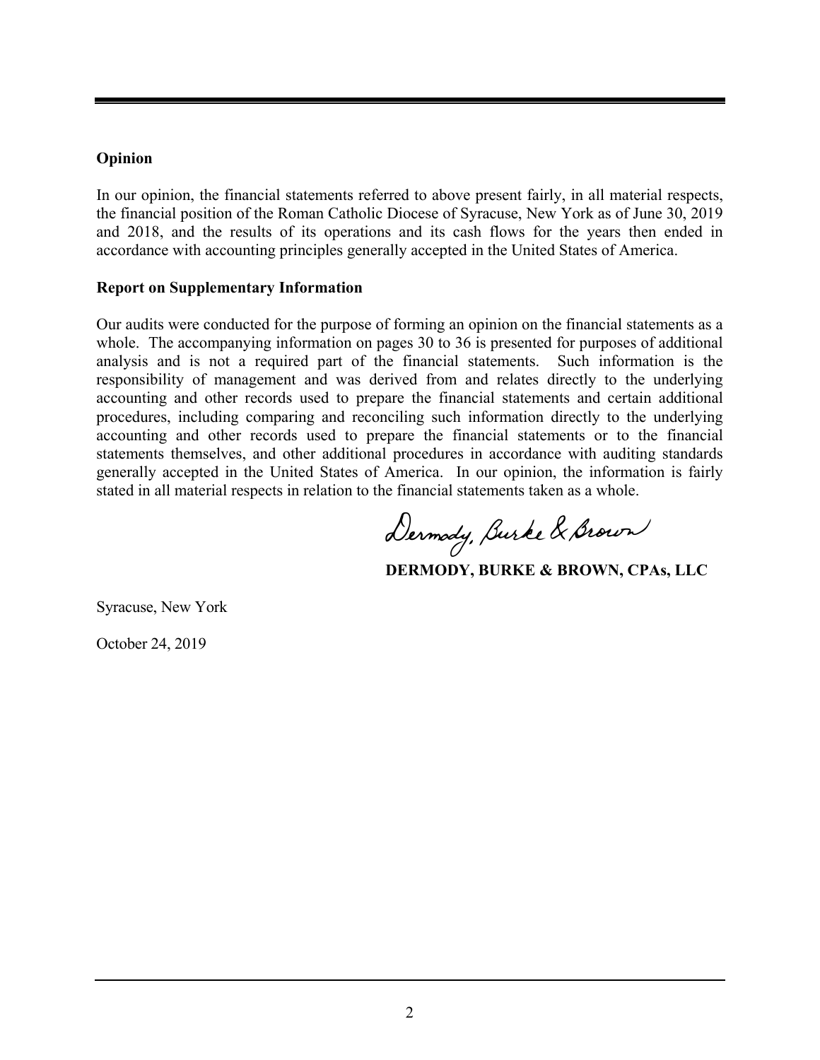## Opinion

In our opinion, the financial statements referred to above present fairly, in all material respects, the financial position of the Roman Catholic Diocese of Syracuse, New York as of June 30, 2019 and 2018, and the results of its operations and its cash flows for the years then ended in accordance with accounting principles generally accepted in the United States of America.

## Report on Supplementary Information

Our audits were conducted for the purpose of forming an opinion on the financial statements as a whole. The accompanying information on pages 30 to 36 is presented for purposes of additional analysis and is not a required part of the financial statements. Such information is the responsibility of management and was derived from and relates directly to the underlying accounting and other records used to prepare the financial statements and certain additional procedures, including comparing and reconciling such information directly to the underlying accounting and other records used to prepare the financial statements or to the financial statements themselves, and other additional procedures in accordance with auditing standards generally accepted in the United States of America. In our opinion, the information is fairly stated in all material respects in relation to the financial statements taken as a whole.

Dermody, Burke & Brown

**DERMODY, BURKE & BROWN, CPAs, LLC**

Syracuse, New York

October 24, 2019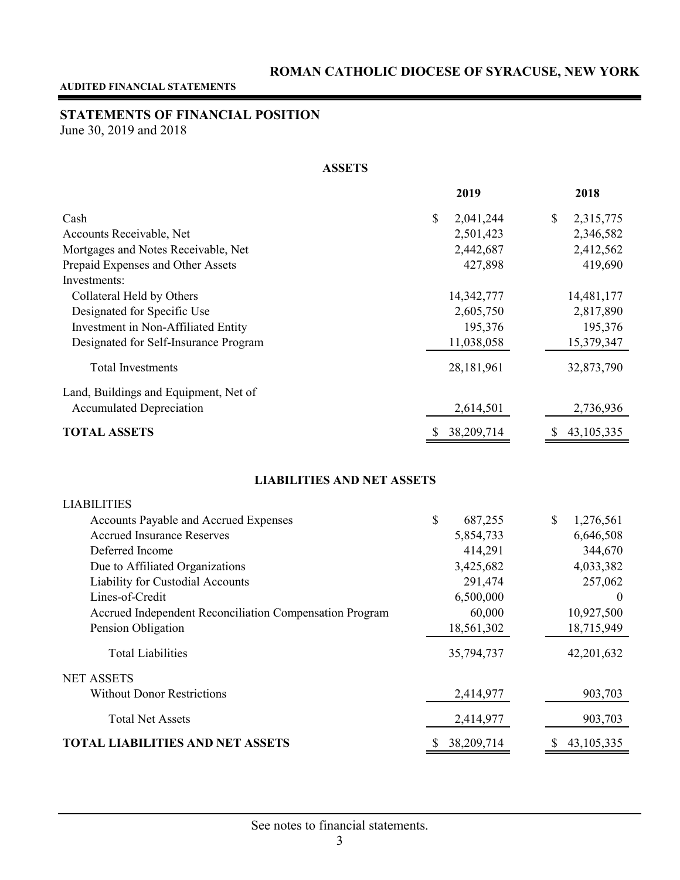# ROMAN CATHOLIC DIOCESE OF SYRACUSE, NEW YORK

**AUDITED FINANCIAL STATEMENTS**

## STATEMENTS OF FINANCIAL POSITION

June 30, 2019 and 2018

### ASSETS

| | 2019 | 2018 |
|---|---|---|
| Cash | $ 2,041,244 | $ 2,315,775 |
| Accounts Receivable, Net | 2,501,423 | 2,346,582 |
| Mortgages and Notes Receivable, Net | 2,442,687 | 2,412,562 |
| Prepaid Expenses and Other Assets | 427,898 | 419,690 |
| Investments: | | |
| Collateral Held by Others | 14,342,777 | 14,481,177 |
| Designated for Specific Use | 2,605,750 | 2,817,890 |
| Investment in Non-Affiliated Entity | 195,376 | 195,376 |
| Designated for Self-Insurance Program | 11,038,058 | 15,379,347 |
| Total Investments | 28,181,961 | 32,873,790 |
| Land, Buildings and Equipment, Net of Accumulated Depreciation | 2,614,501 | 2,736,936 |
| **TOTAL ASSETS** | $ 38,209,714 | $ 43,105,335 |

### LIABILITIES AND NET ASSETS

| | 2019 | 2018 |
|---|---|---|
| LIABILITIES | | |
| Accounts Payable and Accrued Expenses | $ 687,255 | $ 1,276,561 |
| Accrued Insurance Reserves | 5,854,733 | 6,646,508 |
| Deferred Income | 414,291 | 344,670 |
| Due to Affiliated Organizations | 3,425,682 | 4,033,382 |
| Liability for Custodial Accounts | 291,474 | 257,062 |
| Lines-of-Credit | 6,500,000 | 0 |
| Accrued Independent Reconciliation Compensation Program | 60,000 | 10,927,500 |
| Pension Obligation | 18,561,302 | 18,715,949 |
| Total Liabilities | 35,794,737 | 42,201,632 |
| NET ASSETS | | |
| Without Donor Restrictions | 2,414,977 | 903,703 |
| Total Net Assets | 2,414,977 | 903,703 |
| **TOTAL LIABILITIES AND NET ASSETS** | $ 38,209,714 | $ 43,105,335 |

See notes to financial statements.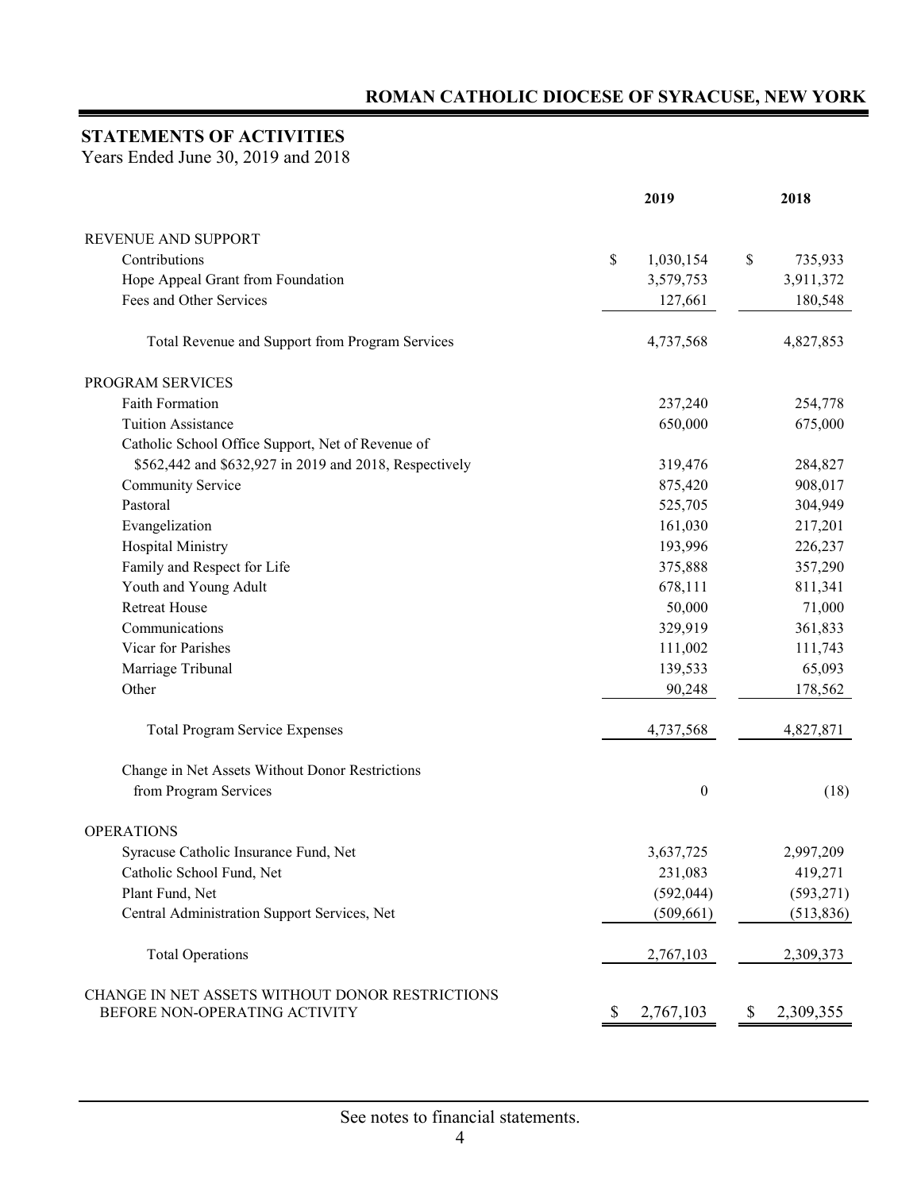**ROMAN CATHOLIC DIOCESE OF SYRACUSE, NEW YORK**

## STATEMENTS OF ACTIVITIES

Years Ended June 30, 2019 and 2018

| | 2019 | 2018 |
|---|---|---|
| REVENUE AND SUPPORT | | |
| Contributions | $ 1,030,154 | $ 735,933 |
| Hope Appeal Grant from Foundation | 3,579,753 | 3,911,372 |
| Fees and Other Services | 127,661 | 180,548 |
| Total Revenue and Support from Program Services | 4,737,568 | 4,827,853 |
| PROGRAM SERVICES | | |
| Faith Formation | 237,240 | 254,778 |
| Tuition Assistance | 650,000 | 675,000 |
| Catholic School Office Support, Net of Revenue of $562,442 and $632,927 in 2019 and 2018, Respectively | 319,476 | 284,827 |
| Community Service | 875,420 | 908,017 |
| Pastoral | 525,705 | 304,949 |
| Evangelization | 161,030 | 217,201 |
| Hospital Ministry | 193,996 | 226,237 |
| Family and Respect for Life | 375,888 | 357,290 |
| Youth and Young Adult | 678,111 | 811,341 |
| Retreat House | 50,000 | 71,000 |
| Communications | 329,919 | 361,833 |
| Vicar for Parishes | 111,002 | 111,743 |
| Marriage Tribunal | 139,533 | 65,093 |
| Other | 90,248 | 178,562 |
| Total Program Service Expenses | 4,737,568 | 4,827,871 |
| Change in Net Assets Without Donor Restrictions from Program Services | 0 | (18) |
| OPERATIONS | | |
| Syracuse Catholic Insurance Fund, Net | 3,637,725 | 2,997,209 |
| Catholic School Fund, Net | 231,083 | 419,271 |
| Plant Fund, Net | (592,044) | (593,271) |
| Central Administration Support Services, Net | (509,661) | (513,836) |
| Total Operations | 2,767,103 | 2,309,373 |
| CHANGE IN NET ASSETS WITHOUT DONOR RESTRICTIONS BEFORE NON-OPERATING ACTIVITY | $ 2,767,103 | $ 2,309,355 |

See notes to financial statements.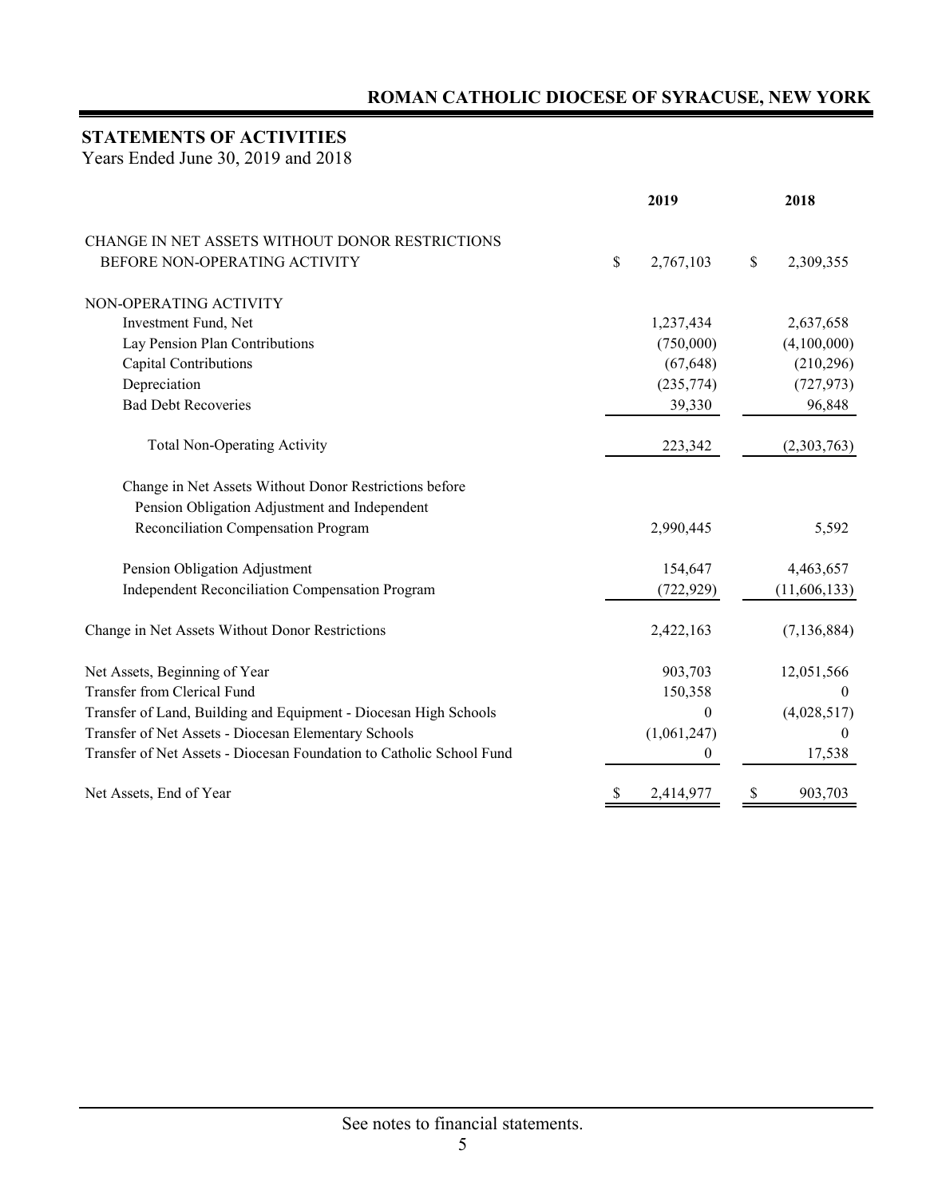## STATEMENTS OF ACTIVITIES

Years Ended June 30, 2019 and 2018

| | 2019 | 2018 |
|---|---|---|
| CHANGE IN NET ASSETS WITHOUT DONOR RESTRICTIONS BEFORE NON-OPERATING ACTIVITY | $ 2,767,103 | $ 2,309,355 |
| NON-OPERATING ACTIVITY | | |
| Investment Fund, Net | 1,237,434 | 2,637,658 |
| Lay Pension Plan Contributions | (750,000) | (4,100,000) |
| Capital Contributions | (67,648) | (210,296) |
| Depreciation | (235,774) | (727,973) |
| Bad Debt Recoveries | 39,330 | 96,848 |
| Total Non-Operating Activity | 223,342 | (2,303,763) |
| Change in Net Assets Without Donor Restrictions before Pension Obligation Adjustment and Independent Reconciliation Compensation Program | 2,990,445 | 5,592 |
| Pension Obligation Adjustment | 154,647 | 4,463,657 |
| Independent Reconciliation Compensation Program | (722,929) | (11,606,133) |
| Change in Net Assets Without Donor Restrictions | 2,422,163 | (7,136,884) |
| Net Assets, Beginning of Year | 903,703 | 12,051,566 |
| Transfer from Clerical Fund | 150,358 | 0 |
| Transfer of Land, Building and Equipment - Diocesan High Schools | 0 | (4,028,517) |
| Transfer of Net Assets - Diocesan Elementary Schools | (1,061,247) | 0 |
| Transfer of Net Assets - Diocesan Foundation to Catholic School Fund | 0 | 17,538 |
| Net Assets, End of Year | $ 2,414,977 | $ 903,703 |

See notes to financial statements.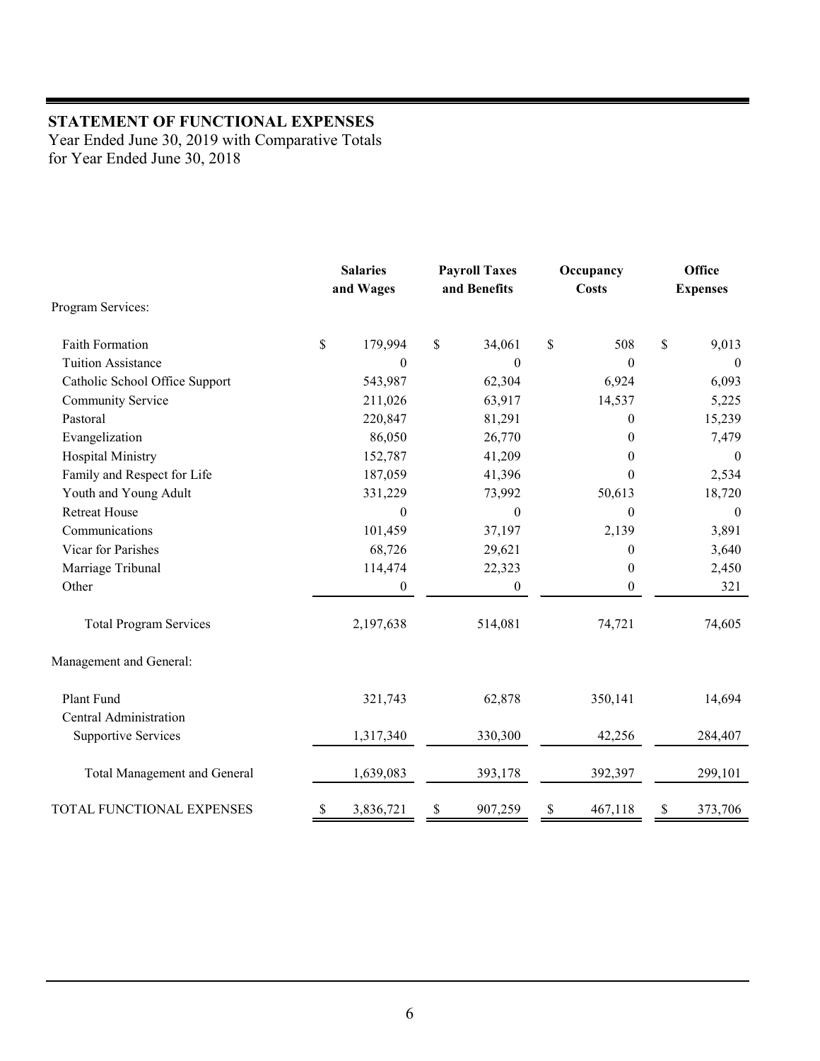## STATEMENT OF FUNCTIONAL EXPENSES

Year Ended June 30, 2019 with Comparative Totals
for Year Ended June 30, 2018

| | Salaries and Wages | Payroll Taxes and Benefits | Occupancy Costs | Office Expenses |
|---|---|---|---|---|
| Program Services: | | | | |
| Faith Formation | $ 179,994 | $ 34,061 | $ 508 | $ 9,013 |
| Tuition Assistance | 0 | 0 | 0 | 0 |
| Catholic School Office Support | 543,987 | 62,304 | 6,924 | 6,093 |
| Community Service | 211,026 | 63,917 | 14,537 | 5,225 |
| Pastoral | 220,847 | 81,291 | 0 | 15,239 |
| Evangelization | 86,050 | 26,770 | 0 | 7,479 |
| Hospital Ministry | 152,787 | 41,209 | 0 | 0 |
| Family and Respect for Life | 187,059 | 41,396 | 0 | 2,534 |
| Youth and Young Adult | 331,229 | 73,992 | 50,613 | 18,720 |
| Retreat House | 0 | 0 | 0 | 0 |
| Communications | 101,459 | 37,197 | 2,139 | 3,891 |
| Vicar for Parishes | 68,726 | 29,621 | 0 | 3,640 |
| Marriage Tribunal | 114,474 | 22,323 | 0 | 2,450 |
| Other | 0 | 0 | 0 | 321 |
| Total Program Services | 2,197,638 | 514,081 | 74,721 | 74,605 |
| Management and General: | | | | |
| Plant Fund | 321,743 | 62,878 | 350,141 | 14,694 |
| Central Administration Supportive Services | 1,317,340 | 330,300 | 42,256 | 284,407 |
| Total Management and General | 1,639,083 | 393,178 | 392,397 | 299,101 |
| TOTAL FUNCTIONAL EXPENSES | $ 3,836,721 | $ 907,259 | $ 467,118 | $ 373,706 |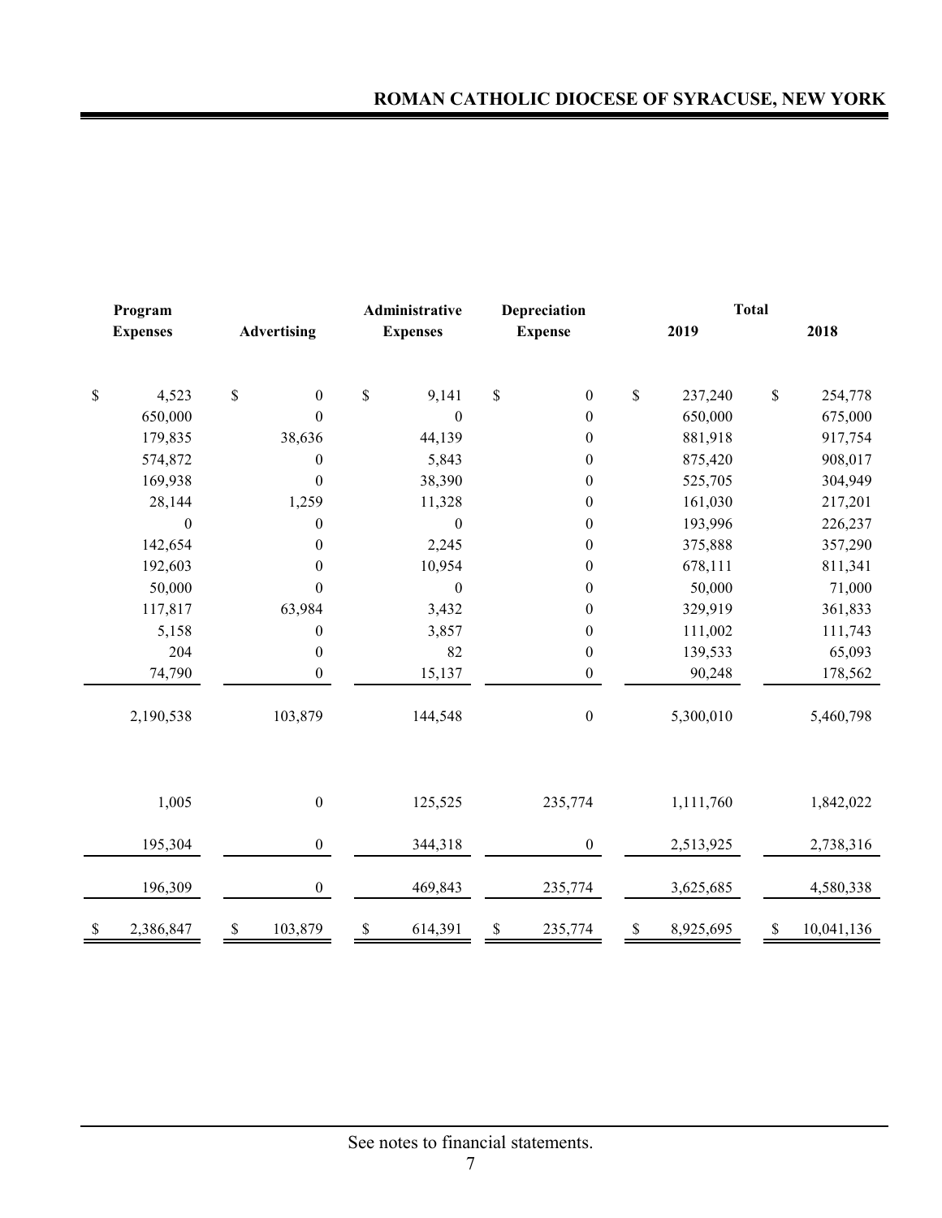| Program Expenses | Advertising | Administrative Expenses | Depreciation Expense | Total 2019 | Total 2018 |
|---|---|---|---|---|---|
| $ 4,523 | $ 0 | $ 9,141 | $ 0 | $ 237,240 | $ 254,778 |
| 650,000 | 0 | 0 | 0 | 650,000 | 675,000 |
| 179,835 | 38,636 | 44,139 | 0 | 881,918 | 917,754 |
| 574,872 | 0 | 5,843 | 0 | 875,420 | 908,017 |
| 169,938 | 0 | 38,390 | 0 | 525,705 | 304,949 |
| 28,144 | 1,259 | 11,328 | 0 | 161,030 | 217,201 |
| 0 | 0 | 0 | 0 | 193,996 | 226,237 |
| 142,654 | 0 | 2,245 | 0 | 375,888 | 357,290 |
| 192,603 | 0 | 10,954 | 0 | 678,111 | 811,341 |
| 50,000 | 0 | 0 | 0 | 50,000 | 71,000 |
| 117,817 | 63,984 | 3,432 | 0 | 329,919 | 361,833 |
| 5,158 | 0 | 3,857 | 0 | 111,002 | 111,743 |
| 204 | 0 | 82 | 0 | 139,533 | 65,093 |
| 74,790 | 0 | 15,137 | 0 | 90,248 | 178,562 |
| 2,190,538 | 103,879 | 144,548 | 0 | 5,300,010 | 5,460,798 |
| | | | | | |
| 1,005 | 0 | 125,525 | 235,774 | 1,111,760 | 1,842,022 |
| 195,304 | 0 | 344,318 | 0 | 2,513,925 | 2,738,316 |
| 196,309 | 0 | 469,843 | 235,774 | 3,625,685 | 4,580,338 |
| $ 2,386,847 | $ 103,879 | $ 614,391 | $ 235,774 | $ 8,925,695 | $ 10,041,136 |

See notes to financial statements.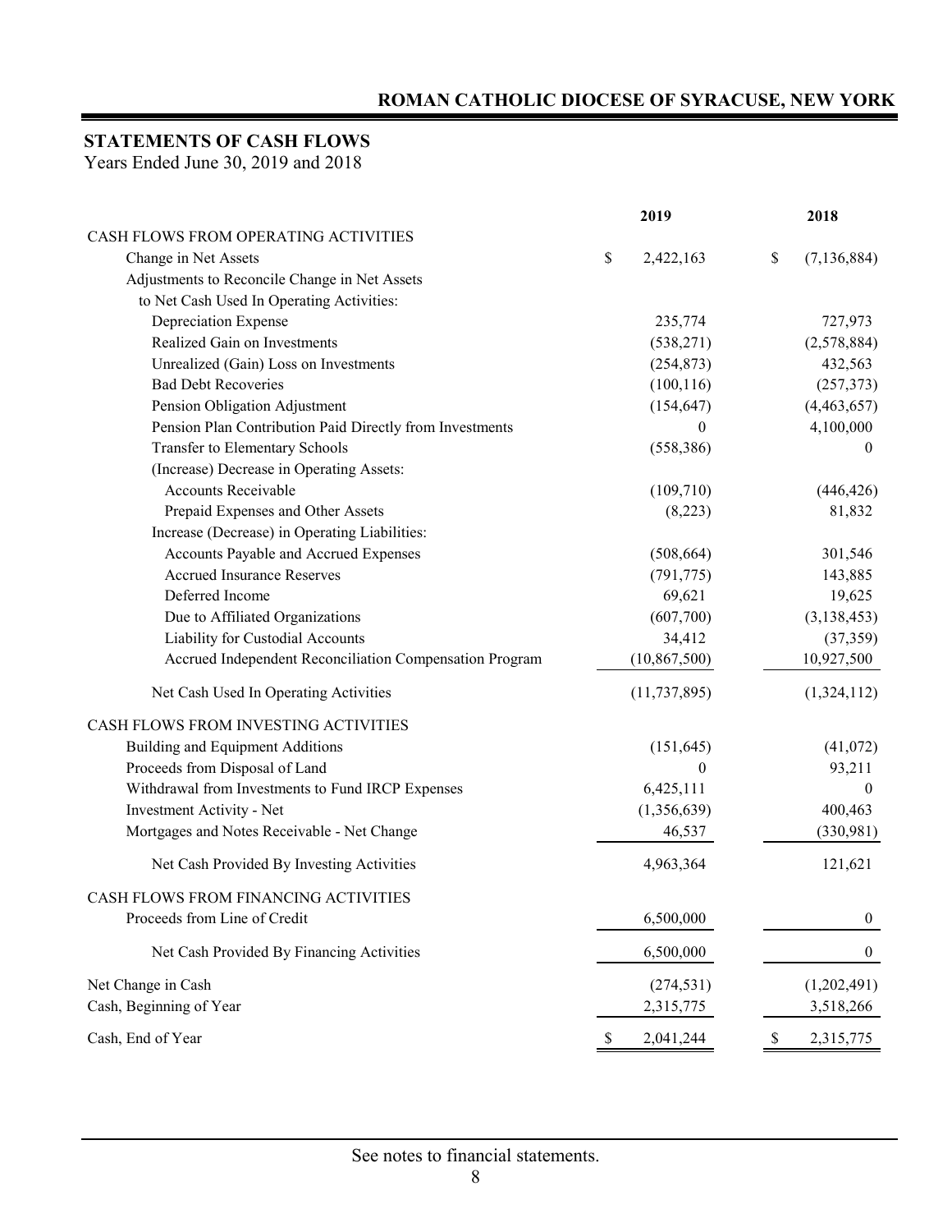## ROMAN CATHOLIC DIOCESE OF SYRACUSE, NEW YORK

## STATEMENTS OF CASH FLOWS

Years Ended June 30, 2019 and 2018

| | 2019 | 2018 |
|---|---|---|
| CASH FLOWS FROM OPERATING ACTIVITIES | | |
| Change in Net Assets | $ 2,422,163 | $ (7,136,884) |
| Adjustments to Reconcile Change in Net Assets to Net Cash Used In Operating Activities: | | |
| Depreciation Expense | 235,774 | 727,973 |
| Realized Gain on Investments | (538,271) | (2,578,884) |
| Unrealized (Gain) Loss on Investments | (254,873) | 432,563 |
| Bad Debt Recoveries | (100,116) | (257,373) |
| Pension Obligation Adjustment | (154,647) | (4,463,657) |
| Pension Plan Contribution Paid Directly from Investments | 0 | 4,100,000 |
| Transfer to Elementary Schools | (558,386) | 0 |
| (Increase) Decrease in Operating Assets: | | |
| Accounts Receivable | (109,710) | (446,426) |
| Prepaid Expenses and Other Assets | (8,223) | 81,832 |
| Increase (Decrease) in Operating Liabilities: | | |
| Accounts Payable and Accrued Expenses | (508,664) | 301,546 |
| Accrued Insurance Reserves | (791,775) | 143,885 |
| Deferred Income | 69,621 | 19,625 |
| Due to Affiliated Organizations | (607,700) | (3,138,453) |
| Liability for Custodial Accounts | 34,412 | (37,359) |
| Accrued Independent Reconciliation Compensation Program | (10,867,500) | 10,927,500 |
| Net Cash Used In Operating Activities | (11,737,895) | (1,324,112) |
| CASH FLOWS FROM INVESTING ACTIVITIES | | |
| Building and Equipment Additions | (151,645) | (41,072) |
| Proceeds from Disposal of Land | 0 | 93,211 |
| Withdrawal from Investments to Fund IRCP Expenses | 6,425,111 | 0 |
| Investment Activity - Net | (1,356,639) | 400,463 |
| Mortgages and Notes Receivable - Net Change | 46,537 | (330,981) |
| Net Cash Provided By Investing Activities | 4,963,364 | 121,621 |
| CASH FLOWS FROM FINANCING ACTIVITIES | | |
| Proceeds from Line of Credit | 6,500,000 | 0 |
| Net Cash Provided By Financing Activities | 6,500,000 | 0 |
| Net Change in Cash | (274,531) | (1,202,491) |
| Cash, Beginning of Year | 2,315,775 | 3,518,266 |
| Cash, End of Year | $ 2,041,244 | $ 2,315,775 |

See notes to financial statements.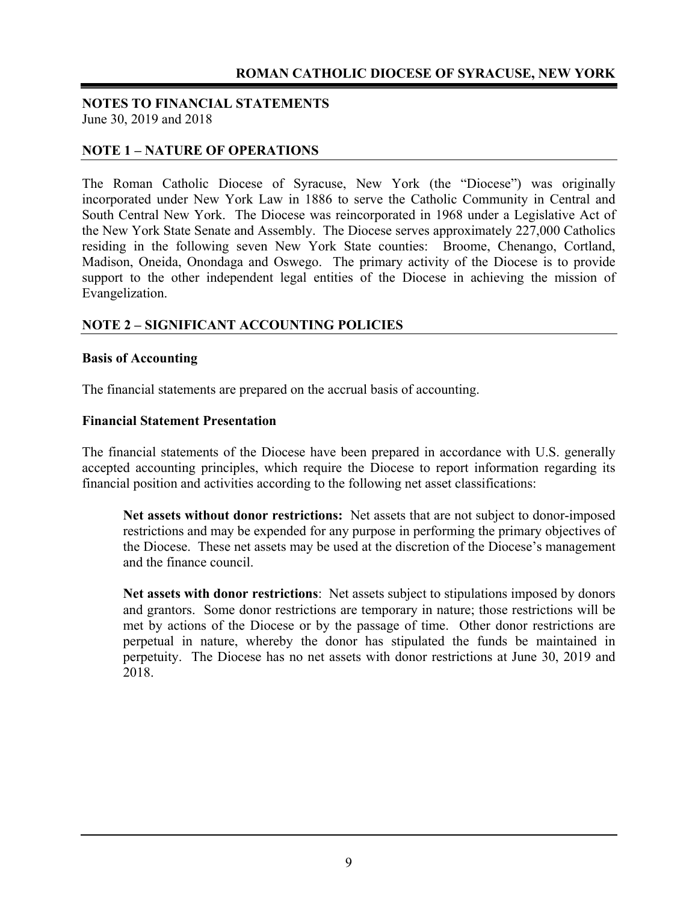## NOTES TO FINANCIAL STATEMENTS

June 30, 2019 and 2018

### NOTE 1 – NATURE OF OPERATIONS

The Roman Catholic Diocese of Syracuse, New York (the "Diocese") was originally incorporated under New York Law in 1886 to serve the Catholic Community in Central and South Central New York. The Diocese was reincorporated in 1968 under a Legislative Act of the New York State Senate and Assembly. The Diocese serves approximately 227,000 Catholics residing in the following seven New York State counties: Broome, Chenango, Cortland, Madison, Oneida, Onondaga and Oswego. The primary activity of the Diocese is to provide support to the other independent legal entities of the Diocese in achieving the mission of Evangelization.

### NOTE 2 – SIGNIFICANT ACCOUNTING POLICIES

**Basis of Accounting**

The financial statements are prepared on the accrual basis of accounting.

**Financial Statement Presentation**

The financial statements of the Diocese have been prepared in accordance with U.S. generally accepted accounting principles, which require the Diocese to report information regarding its financial position and activities according to the following net asset classifications:

**Net assets without donor restrictions:** Net assets that are not subject to donor-imposed restrictions and may be expended for any purpose in performing the primary objectives of the Diocese. These net assets may be used at the discretion of the Diocese's management and the finance council.

**Net assets with donor restrictions**: Net assets subject to stipulations imposed by donors and grantors. Some donor restrictions are temporary in nature; those restrictions will be met by actions of the Diocese or by the passage of time. Other donor restrictions are perpetual in nature, whereby the donor has stipulated the funds be maintained in perpetuity. The Diocese has no net assets with donor restrictions at June 30, 2019 and 2018.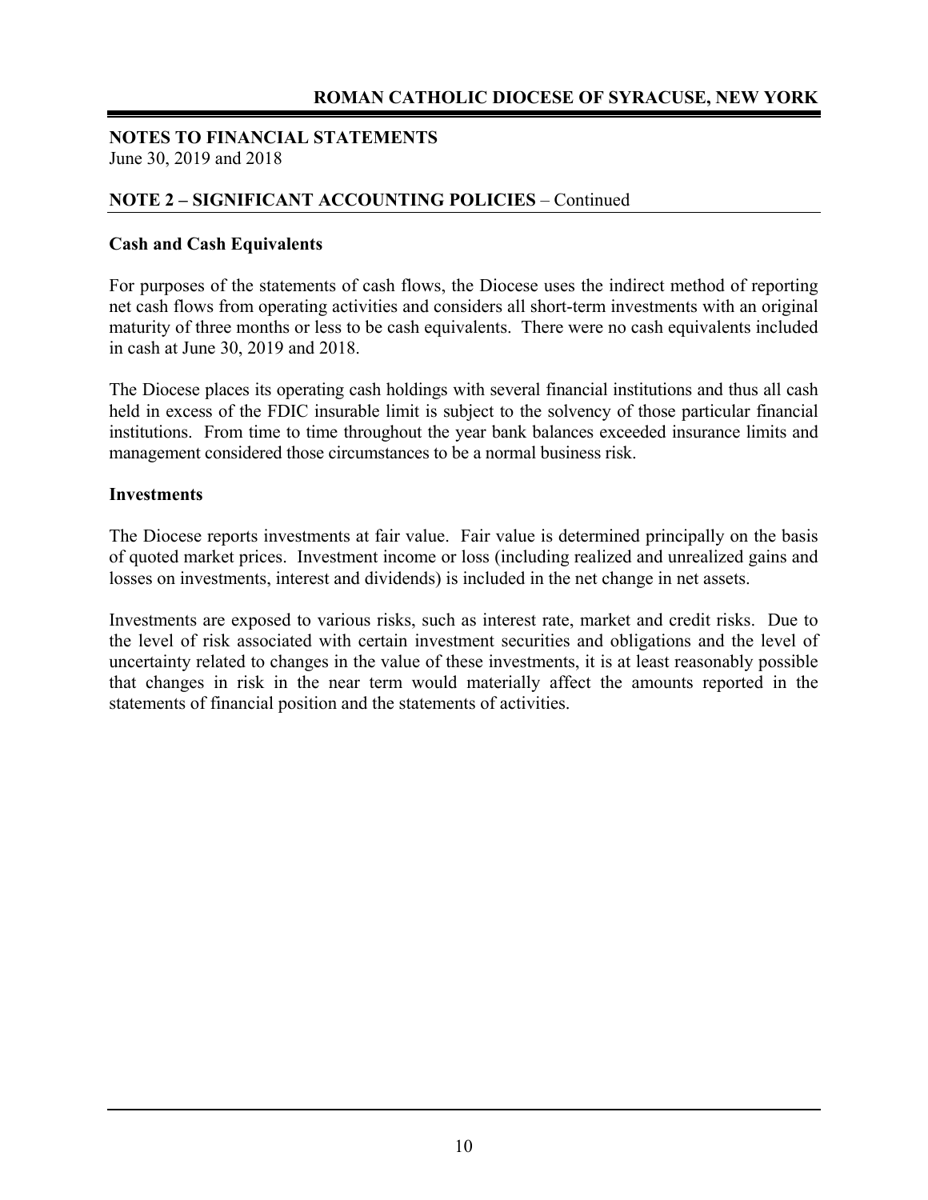**NOTES TO FINANCIAL STATEMENTS**
June 30, 2019 and 2018

## NOTE 2 – SIGNIFICANT ACCOUNTING POLICIES – Continued

### Cash and Cash Equivalents

For purposes of the statements of cash flows, the Diocese uses the indirect method of reporting net cash flows from operating activities and considers all short-term investments with an original maturity of three months or less to be cash equivalents. There were no cash equivalents included in cash at June 30, 2019 and 2018.

The Diocese places its operating cash holdings with several financial institutions and thus all cash held in excess of the FDIC insurable limit is subject to the solvency of those particular financial institutions. From time to time throughout the year bank balances exceeded insurance limits and management considered those circumstances to be a normal business risk.

### Investments

The Diocese reports investments at fair value. Fair value is determined principally on the basis of quoted market prices. Investment income or loss (including realized and unrealized gains and losses on investments, interest and dividends) is included in the net change in net assets.

Investments are exposed to various risks, such as interest rate, market and credit risks. Due to the level of risk associated with certain investment securities and obligations and the level of uncertainty related to changes in the value of these investments, it is at least reasonably possible that changes in risk in the near term would materially affect the amounts reported in the statements of financial position and the statements of activities.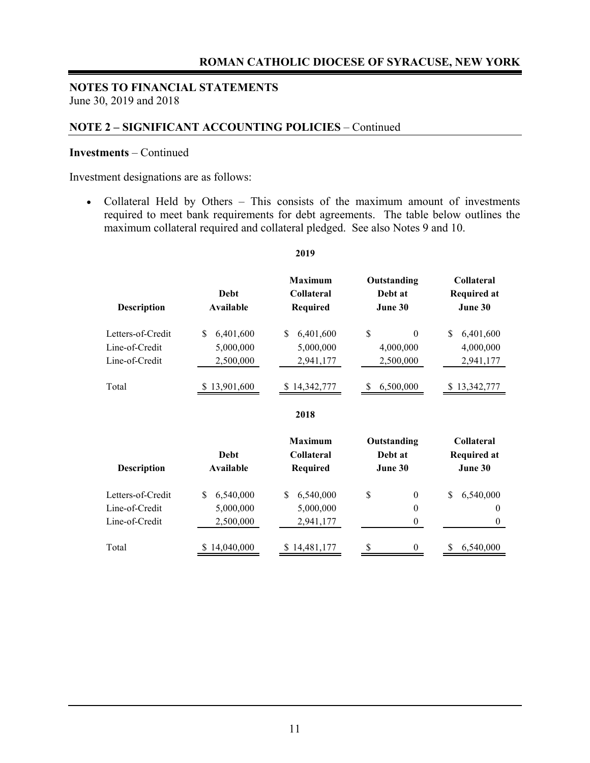## NOTES TO FINANCIAL STATEMENTS

June 30, 2019 and 2018

## NOTE 2 – SIGNIFICANT ACCOUNTING POLICIES – Continued

**Investments** – Continued

Investment designations are as follows:

- Collateral Held by Others – This consists of the maximum amount of investments required to meet bank requirements for debt agreements. The table below outlines the maximum collateral required and collateral pledged. See also Notes 9 and 10.

**2019**

| Description | Debt Available | Maximum Collateral Required | Outstanding Debt at June 30 | Collateral Required at June 30 |
|---|---|---|---|---|
| Letters-of-Credit | $ 6,401,600 | $ 6,401,600 | $ 0 | $ 6,401,600 |
| Line-of-Credit | 5,000,000 | 5,000,000 | 4,000,000 | 4,000,000 |
| Line-of-Credit | 2,500,000 | 2,941,177 | 2,500,000 | 2,941,177 |
| Total | $ 13,901,600 | $ 14,342,777 | $ 6,500,000 | $ 13,342,777 |

**2018**

| Description | Debt Available | Maximum Collateral Required | Outstanding Debt at June 30 | Collateral Required at June 30 |
|---|---|---|---|---|
| Letters-of-Credit | $ 6,540,000 | $ 6,540,000 | $ 0 | $ 6,540,000 |
| Line-of-Credit | 5,000,000 | 5,000,000 | 0 | 0 |
| Line-of-Credit | 2,500,000 | 2,941,177 | 0 | 0 |
| Total | $ 14,040,000 | $ 14,481,177 | $ 0 | $ 6,540,000 |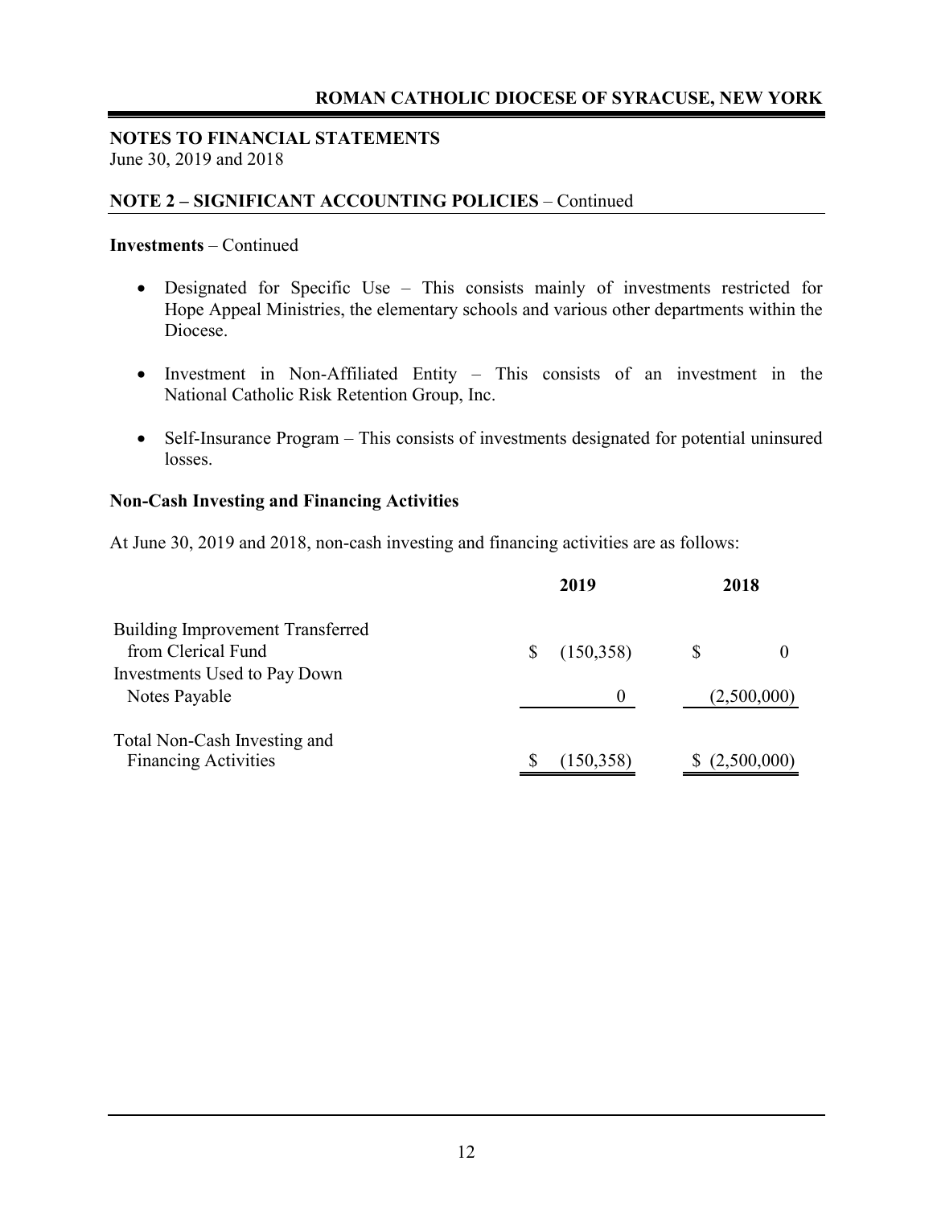**NOTES TO FINANCIAL STATEMENTS**
June 30, 2019 and 2018

**NOTE 2 – SIGNIFICANT ACCOUNTING POLICIES** – Continued

**Investments** – Continued

- Designated for Specific Use – This consists mainly of investments restricted for Hope Appeal Ministries, the elementary schools and various other departments within the Diocese.
- Investment in Non-Affiliated Entity – This consists of an investment in the National Catholic Risk Retention Group, Inc.
- Self-Insurance Program – This consists of investments designated for potential uninsured losses.

**Non-Cash Investing and Financing Activities**

At June 30, 2019 and 2018, non-cash investing and financing activities are as follows:

| | 2019 | 2018 |
|---|---|---|
| Building Improvement Transferred from Clerical Fund | $ (150,358) | $ 0 |
| Investments Used to Pay Down Notes Payable | 0 | (2,500,000) |
| Total Non-Cash Investing and Financing Activities | $ (150,358) | $ (2,500,000) |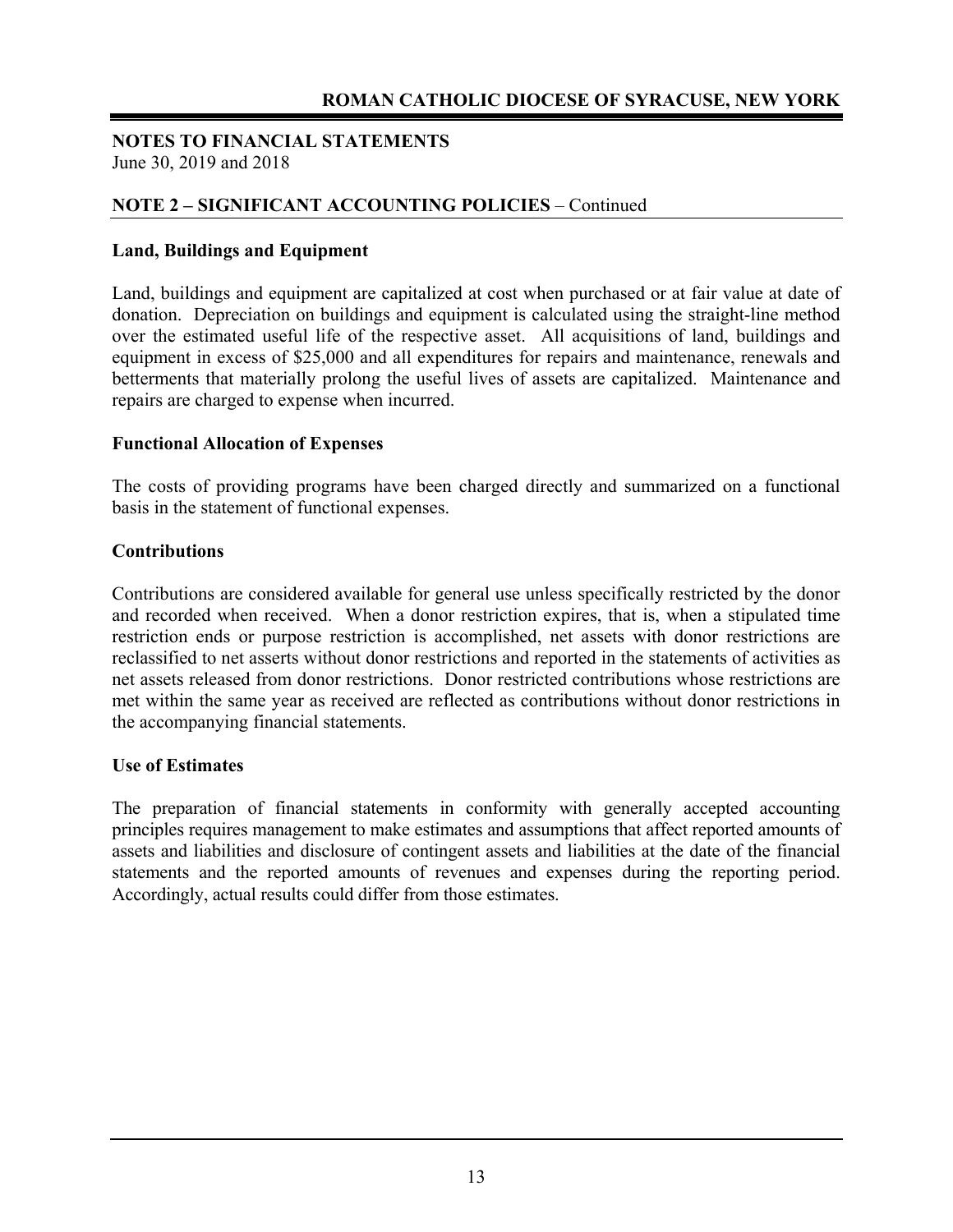**NOTES TO FINANCIAL STATEMENTS**
June 30, 2019 and 2018

**NOTE 2 – SIGNIFICANT ACCOUNTING POLICIES** – Continued

**Land, Buildings and Equipment**

Land, buildings and equipment are capitalized at cost when purchased or at fair value at date of donation. Depreciation on buildings and equipment is calculated using the straight-line method over the estimated useful life of the respective asset. All acquisitions of land, buildings and equipment in excess of $25,000 and all expenditures for repairs and maintenance, renewals and betterments that materially prolong the useful lives of assets are capitalized. Maintenance and repairs are charged to expense when incurred.

**Functional Allocation of Expenses**

The costs of providing programs have been charged directly and summarized on a functional basis in the statement of functional expenses.

**Contributions**

Contributions are considered available for general use unless specifically restricted by the donor and recorded when received. When a donor restriction expires, that is, when a stipulated time restriction ends or purpose restriction is accomplished, net assets with donor restrictions are reclassified to net asserts without donor restrictions and reported in the statements of activities as net assets released from donor restrictions. Donor restricted contributions whose restrictions are met within the same year as received are reflected as contributions without donor restrictions in the accompanying financial statements.

**Use of Estimates**

The preparation of financial statements in conformity with generally accepted accounting principles requires management to make estimates and assumptions that affect reported amounts of assets and liabilities and disclosure of contingent assets and liabilities at the date of the financial statements and the reported amounts of revenues and expenses during the reporting period. Accordingly, actual results could differ from those estimates.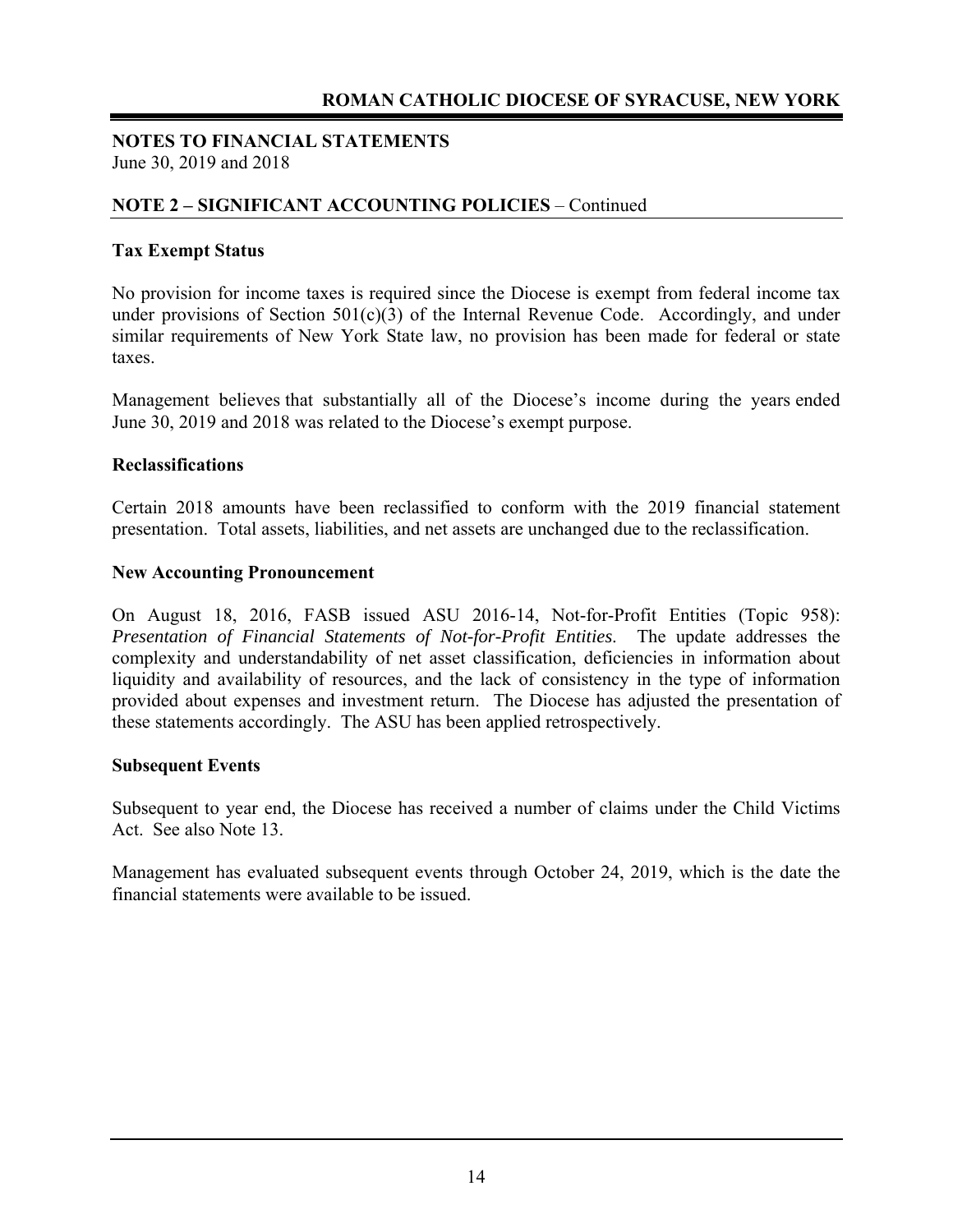## NOTES TO FINANCIAL STATEMENTS

June 30, 2019 and 2018

### NOTE 2 – SIGNIFICANT ACCOUNTING POLICIES – Continued

**Tax Exempt Status**

No provision for income taxes is required since the Diocese is exempt from federal income tax under provisions of Section 501(c)(3) of the Internal Revenue Code. Accordingly, and under similar requirements of New York State law, no provision has been made for federal or state taxes.

Management believes that substantially all of the Diocese's income during the years ended June 30, 2019 and 2018 was related to the Diocese's exempt purpose.

**Reclassifications**

Certain 2018 amounts have been reclassified to conform with the 2019 financial statement presentation. Total assets, liabilities, and net assets are unchanged due to the reclassification.

**New Accounting Pronouncement**

On August 18, 2016, FASB issued ASU 2016-14, Not-for-Profit Entities (Topic 958): *Presentation of Financial Statements of Not-for-Profit Entities.* The update addresses the complexity and understandability of net asset classification, deficiencies in information about liquidity and availability of resources, and the lack of consistency in the type of information provided about expenses and investment return. The Diocese has adjusted the presentation of these statements accordingly. The ASU has been applied retrospectively.

**Subsequent Events**

Subsequent to year end, the Diocese has received a number of claims under the Child Victims Act. See also Note 13.

Management has evaluated subsequent events through October 24, 2019, which is the date the financial statements were available to be issued.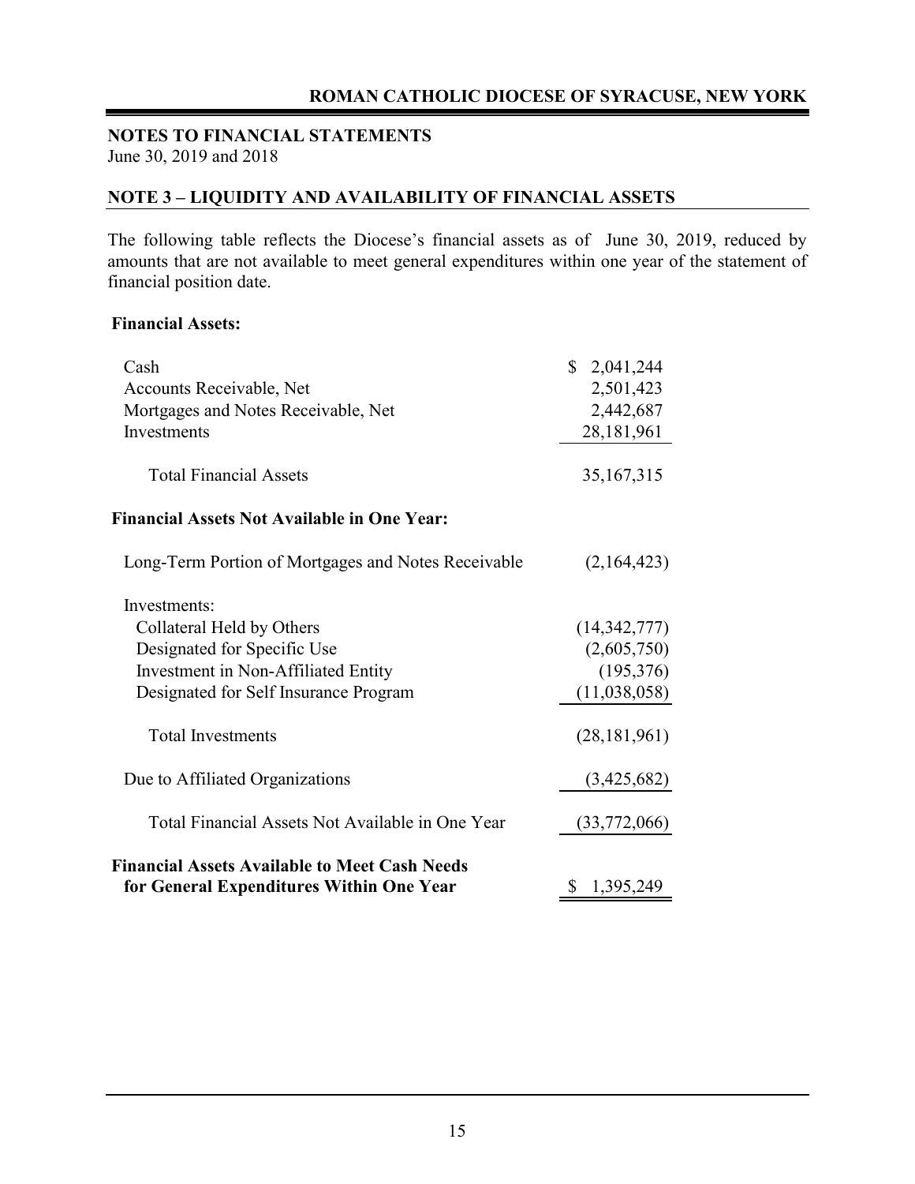## NOTES TO FINANCIAL STATEMENTS

June 30, 2019 and 2018

### NOTE 3 – LIQUIDITY AND AVAILABILITY OF FINANCIAL ASSETS

The following table reflects the Diocese's financial assets as of June 30, 2019, reduced by amounts that are not available to meet general expenditures within one year of the statement of financial position date.

| | |
|---|---|
| **Financial Assets:** | |
| Cash | $ 2,041,244 |
| Accounts Receivable, Net | 2,501,423 |
| Mortgages and Notes Receivable, Net | 2,442,687 |
| Investments | 28,181,961 |
| Total Financial Assets | 35,167,315 |
| **Financial Assets Not Available in One Year:** | |
| Long-Term Portion of Mortgages and Notes Receivable | (2,164,423) |
| Investments: | |
| Collateral Held by Others | (14,342,777) |
| Designated for Specific Use | (2,605,750) |
| Investment in Non-Affiliated Entity | (195,376) |
| Designated for Self Insurance Program | (11,038,058) |
| Total Investments | (28,181,961) |
| Due to Affiliated Organizations | (3,425,682) |
| Total Financial Assets Not Available in One Year | (33,772,066) |
| **Financial Assets Available to Meet Cash Needs for General Expenditures Within One Year** | $ 1,395,249 |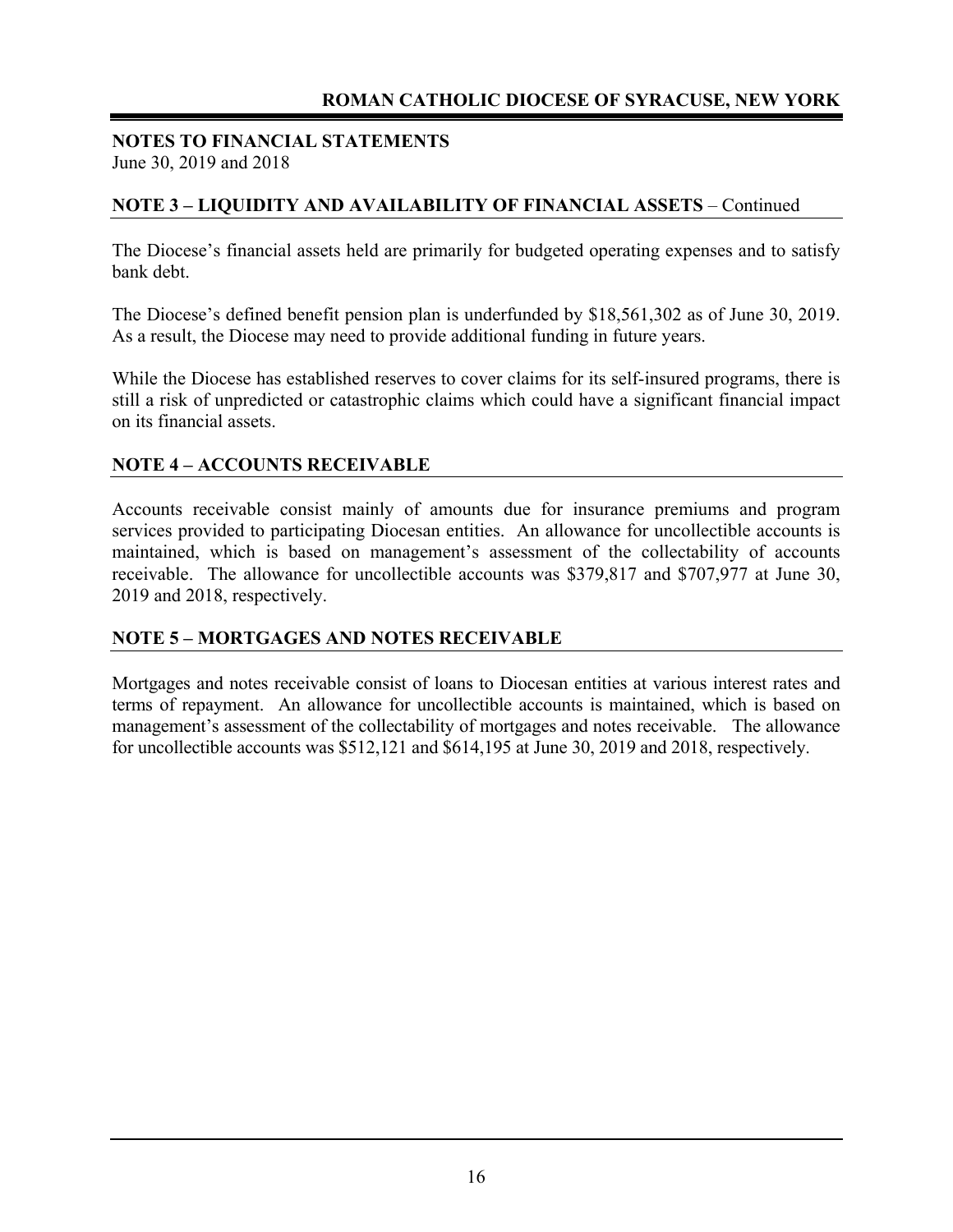## NOTES TO FINANCIAL STATEMENTS

June 30, 2019 and 2018

### NOTE 3 – LIQUIDITY AND AVAILABILITY OF FINANCIAL ASSETS – Continued

The Diocese's financial assets held are primarily for budgeted operating expenses and to satisfy bank debt.

The Diocese's defined benefit pension plan is underfunded by $18,561,302 as of June 30, 2019. As a result, the Diocese may need to provide additional funding in future years.

While the Diocese has established reserves to cover claims for its self-insured programs, there is still a risk of unpredicted or catastrophic claims which could have a significant financial impact on its financial assets.

### NOTE 4 – ACCOUNTS RECEIVABLE

Accounts receivable consist mainly of amounts due for insurance premiums and program services provided to participating Diocesan entities. An allowance for uncollectible accounts is maintained, which is based on management's assessment of the collectability of accounts receivable. The allowance for uncollectible accounts was $379,817 and $707,977 at June 30, 2019 and 2018, respectively.

### NOTE 5 – MORTGAGES AND NOTES RECEIVABLE

Mortgages and notes receivable consist of loans to Diocesan entities at various interest rates and terms of repayment. An allowance for uncollectible accounts is maintained, which is based on management's assessment of the collectability of mortgages and notes receivable. The allowance for uncollectible accounts was $512,121 and $614,195 at June 30, 2019 and 2018, respectively.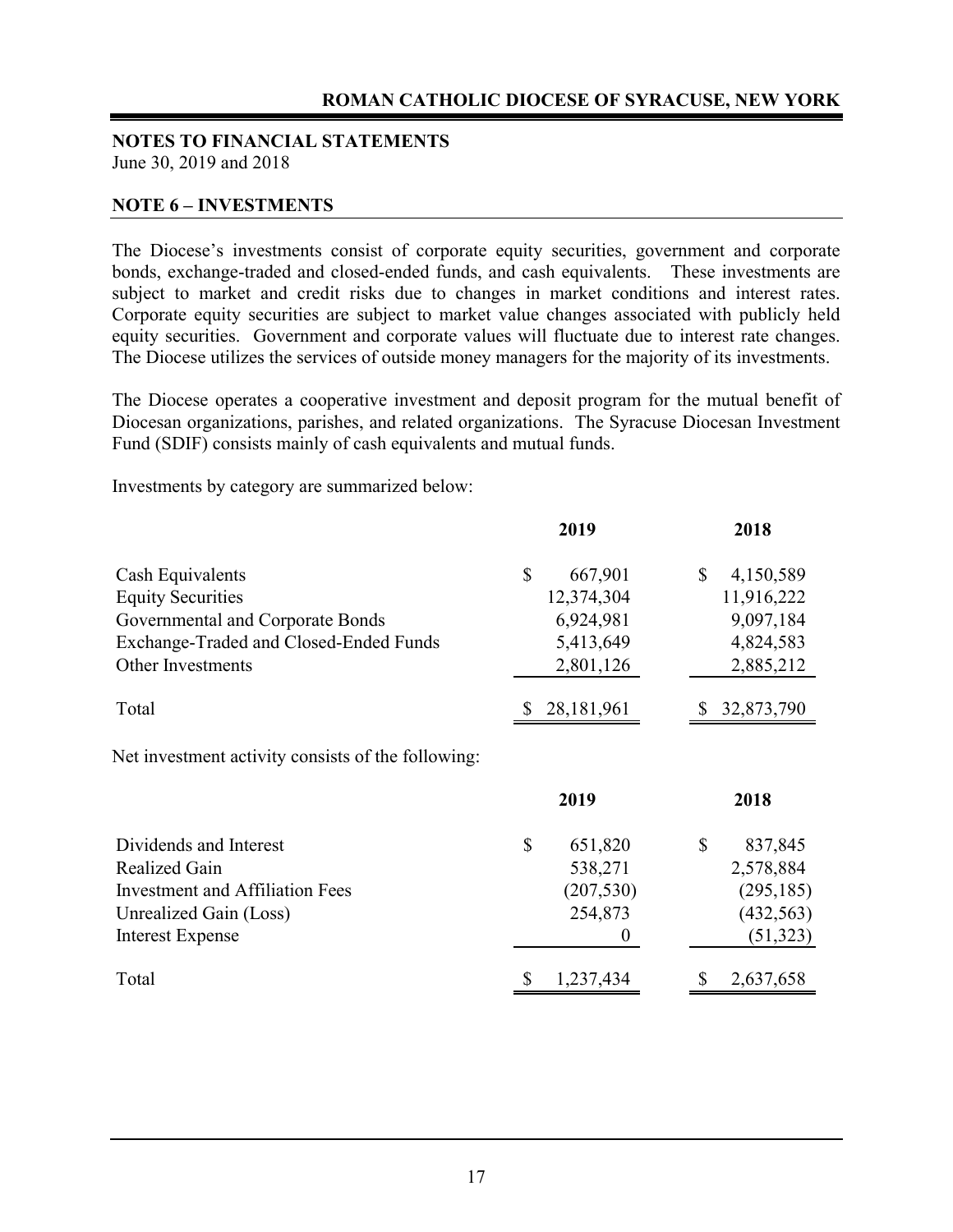**NOTES TO FINANCIAL STATEMENTS**
June 30, 2019 and 2018

## NOTE 6 – INVESTMENTS

The Diocese's investments consist of corporate equity securities, government and corporate bonds, exchange-traded and closed-ended funds, and cash equivalents. These investments are subject to market and credit risks due to changes in market conditions and interest rates. Corporate equity securities are subject to market value changes associated with publicly held equity securities. Government and corporate values will fluctuate due to interest rate changes. The Diocese utilizes the services of outside money managers for the majority of its investments.

The Diocese operates a cooperative investment and deposit program for the mutual benefit of Diocesan organizations, parishes, and related organizations. The Syracuse Diocesan Investment Fund (SDIF) consists mainly of cash equivalents and mutual funds.

Investments by category are summarized below:

| | 2019 | 2018 |
|---|---|---|
| Cash Equivalents | $ 667,901 | $ 4,150,589 |
| Equity Securities | 12,374,304 | 11,916,222 |
| Governmental and Corporate Bonds | 6,924,981 | 9,097,184 |
| Exchange-Traded and Closed-Ended Funds | 5,413,649 | 4,824,583 |
| Other Investments | 2,801,126 | 2,885,212 |
| Total | $ 28,181,961 | $ 32,873,790 |

Net investment activity consists of the following:

| | 2019 | 2018 |
|---|---|---|
| Dividends and Interest | $ 651,820 | $ 837,845 |
| Realized Gain | 538,271 | 2,578,884 |
| Investment and Affiliation Fees | (207,530) | (295,185) |
| Unrealized Gain (Loss) | 254,873 | (432,563) |
| Interest Expense | 0 | (51,323) |
| Total | $ 1,237,434 | $ 2,637,658 |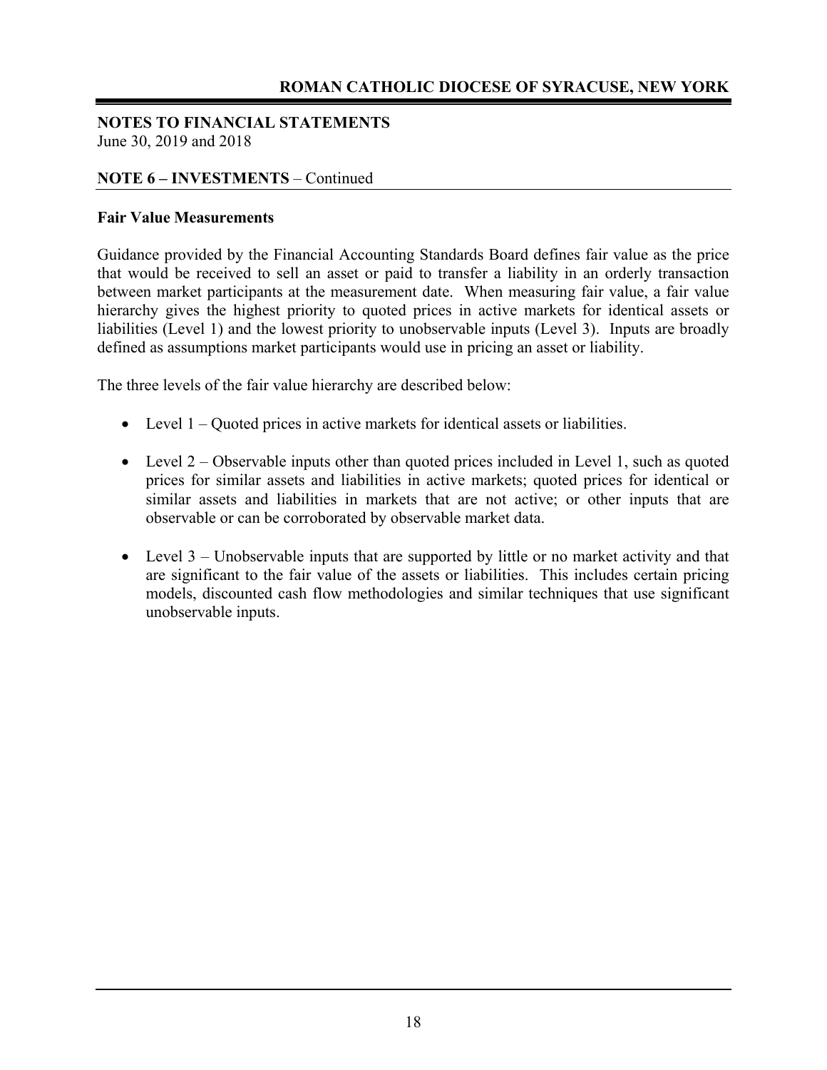**NOTES TO FINANCIAL STATEMENTS**
June 30, 2019 and 2018

**NOTE 6 – INVESTMENTS** – Continued

**Fair Value Measurements**

Guidance provided by the Financial Accounting Standards Board defines fair value as the price that would be received to sell an asset or paid to transfer a liability in an orderly transaction between market participants at the measurement date. When measuring fair value, a fair value hierarchy gives the highest priority to quoted prices in active markets for identical assets or liabilities (Level 1) and the lowest priority to unobservable inputs (Level 3). Inputs are broadly defined as assumptions market participants would use in pricing an asset or liability.

The three levels of the fair value hierarchy are described below:

- Level 1 – Quoted prices in active markets for identical assets or liabilities.
- Level 2 – Observable inputs other than quoted prices included in Level 1, such as quoted prices for similar assets and liabilities in active markets; quoted prices for identical or similar assets and liabilities in markets that are not active; or other inputs that are observable or can be corroborated by observable market data.
- Level 3 – Unobservable inputs that are supported by little or no market activity and that are significant to the fair value of the assets or liabilities. This includes certain pricing models, discounted cash flow methodologies and similar techniques that use significant unobservable inputs.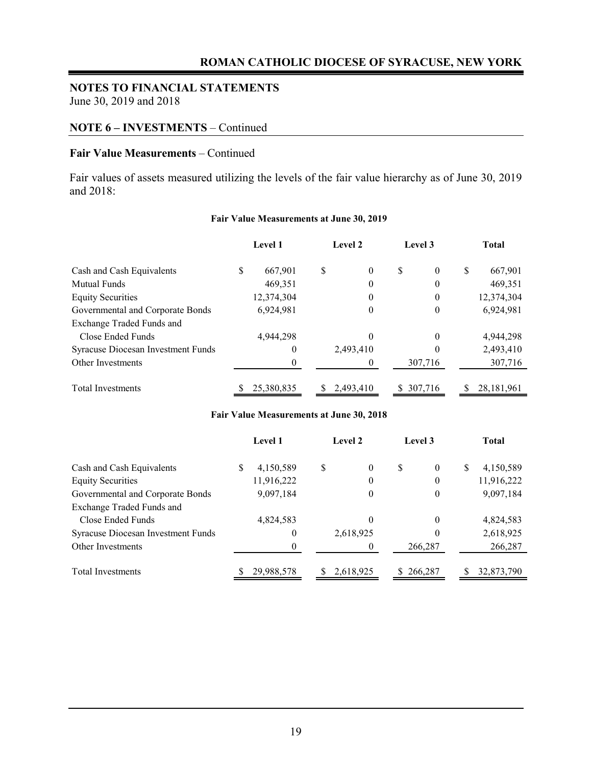## NOTES TO FINANCIAL STATEMENTS

June 30, 2019 and 2018

### NOTE 6 – INVESTMENTS – Continued

**Fair Value Measurements** – Continued

Fair values of assets measured utilizing the levels of the fair value hierarchy as of June 30, 2019 and 2018:

**Fair Value Measurements at June 30, 2019**

| | Level 1 | Level 2 | Level 3 | Total |
|---|---|---|---|---|
| Cash and Cash Equivalents | $ 667,901 | $ 0 | $ 0 | $ 667,901 |
| Mutual Funds | 469,351 | 0 | 0 | 469,351 |
| Equity Securities | 12,374,304 | 0 | 0 | 12,374,304 |
| Governmental and Corporate Bonds | 6,924,981 | 0 | 0 | 6,924,981 |
| Exchange Traded Funds and Close Ended Funds | 4,944,298 | 0 | 0 | 4,944,298 |
| Syracuse Diocesan Investment Funds | 0 | 2,493,410 | 0 | 2,493,410 |
| Other Investments | 0 | 0 | 307,716 | 307,716 |
| Total Investments | $ 25,380,835 | $ 2,493,410 | $ 307,716 | $ 28,181,961 |

**Fair Value Measurements at June 30, 2018**

| | Level 1 | Level 2 | Level 3 | Total |
|---|---|---|---|---|
| Cash and Cash Equivalents | $ 4,150,589 | $ 0 | $ 0 | $ 4,150,589 |
| Equity Securities | 11,916,222 | 0 | 0 | 11,916,222 |
| Governmental and Corporate Bonds | 9,097,184 | 0 | 0 | 9,097,184 |
| Exchange Traded Funds and Close Ended Funds | 4,824,583 | 0 | 0 | 4,824,583 |
| Syracuse Diocesan Investment Funds | 0 | 2,618,925 | 0 | 2,618,925 |
| Other Investments | 0 | 0 | 266,287 | 266,287 |
| Total Investments | $ 29,988,578 | $ 2,618,925 | $ 266,287 | $ 32,873,790 |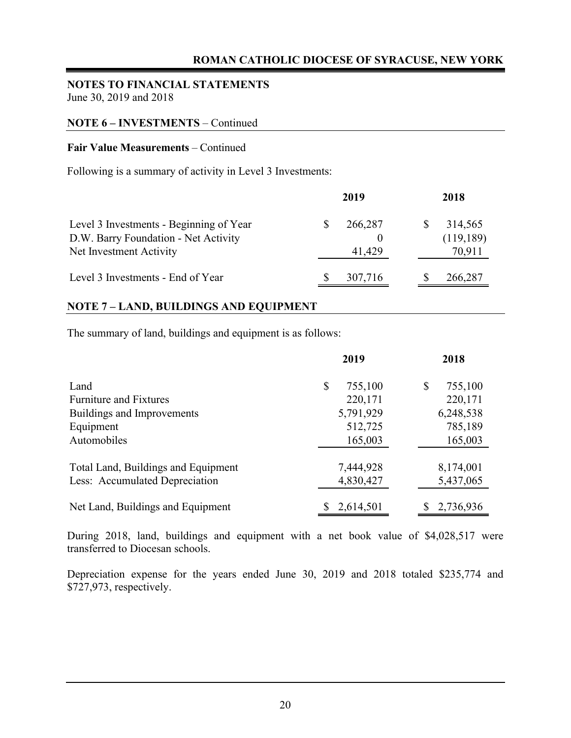**NOTES TO FINANCIAL STATEMENTS**
June 30, 2019 and 2018

**NOTE 6 – INVESTMENTS** – Continued

**Fair Value Measurements** – Continued

Following is a summary of activity in Level 3 Investments:

| | 2019 | 2018 |
|---|---|---|
| Level 3 Investments - Beginning of Year | $ 266,287 | $ 314,565 |
| D.W. Barry Foundation - Net Activity | 0 | (119,189) |
| Net Investment Activity | 41,429 | 70,911 |
| Level 3 Investments - End of Year | $ 307,716 | $ 266,287 |

## NOTE 7 – LAND, BUILDINGS AND EQUIPMENT

The summary of land, buildings and equipment is as follows:

| | 2019 | 2018 |
|---|---|---|
| Land | $ 755,100 | $ 755,100 |
| Furniture and Fixtures | 220,171 | 220,171 |
| Buildings and Improvements | 5,791,929 | 6,248,538 |
| Equipment | 512,725 | 785,189 |
| Automobiles | 165,003 | 165,003 |
| Total Land, Buildings and Equipment | 7,444,928 | 8,174,001 |
| Less: Accumulated Depreciation | 4,830,427 | 5,437,065 |
| Net Land, Buildings and Equipment | $ 2,614,501 | $ 2,736,936 |

During 2018, land, buildings and equipment with a net book value of $4,028,517 were transferred to Diocesan schools.

Depreciation expense for the years ended June 30, 2019 and 2018 totaled $235,774 and $727,973, respectively.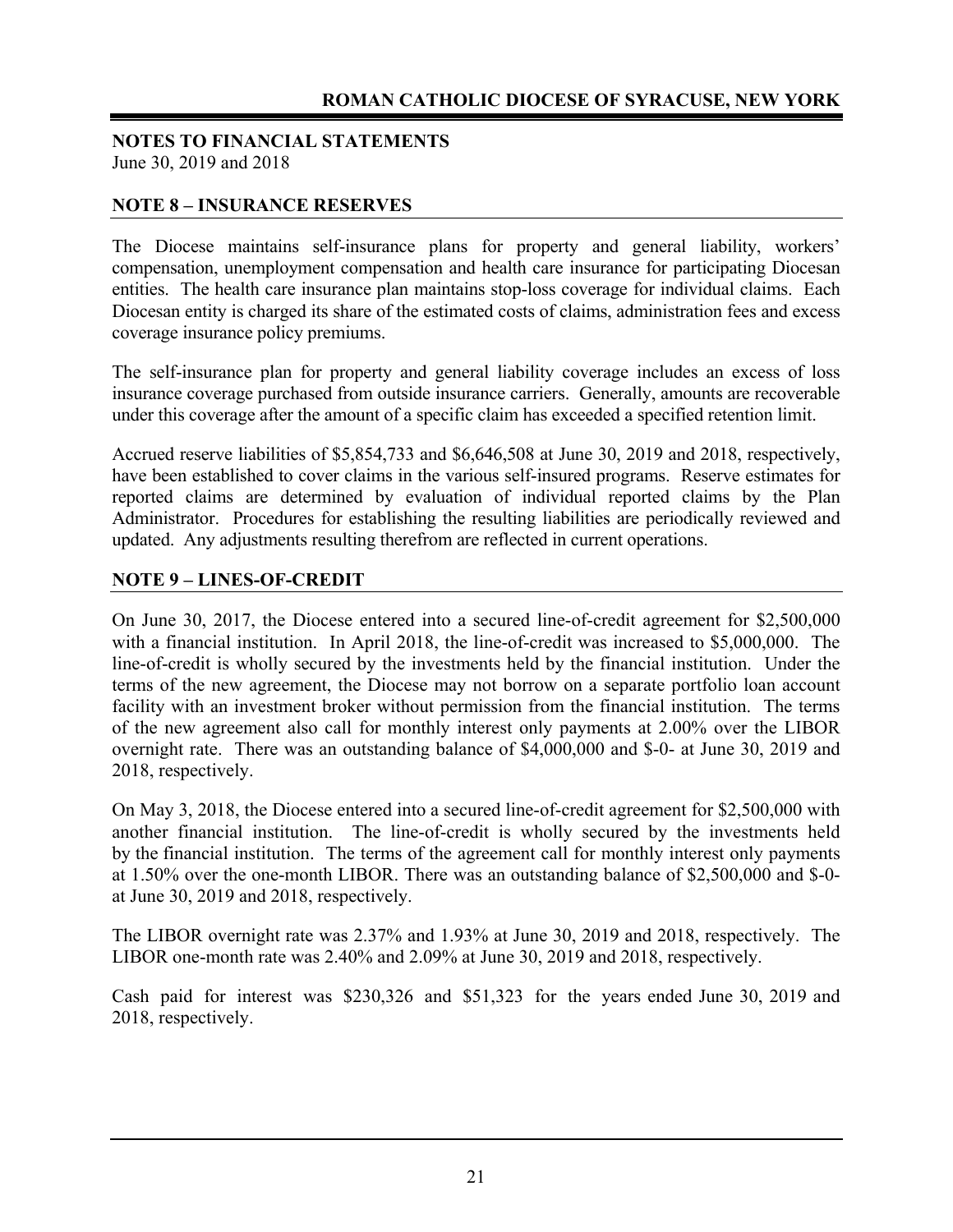## NOTES TO FINANCIAL STATEMENTS

June 30, 2019 and 2018

### NOTE 8 – INSURANCE RESERVES

The Diocese maintains self-insurance plans for property and general liability, workers' compensation, unemployment compensation and health care insurance for participating Diocesan entities. The health care insurance plan maintains stop-loss coverage for individual claims. Each Diocesan entity is charged its share of the estimated costs of claims, administration fees and excess coverage insurance policy premiums.

The self-insurance plan for property and general liability coverage includes an excess of loss insurance coverage purchased from outside insurance carriers. Generally, amounts are recoverable under this coverage after the amount of a specific claim has exceeded a specified retention limit.

Accrued reserve liabilities of $5,854,733 and $6,646,508 at June 30, 2019 and 2018, respectively, have been established to cover claims in the various self-insured programs. Reserve estimates for reported claims are determined by evaluation of individual reported claims by the Plan Administrator. Procedures for establishing the resulting liabilities are periodically reviewed and updated. Any adjustments resulting therefrom are reflected in current operations.

### NOTE 9 – LINES-OF-CREDIT

On June 30, 2017, the Diocese entered into a secured line-of-credit agreement for $2,500,000 with a financial institution. In April 2018, the line-of-credit was increased to $5,000,000. The line-of-credit is wholly secured by the investments held by the financial institution. Under the terms of the new agreement, the Diocese may not borrow on a separate portfolio loan account facility with an investment broker without permission from the financial institution. The terms of the new agreement also call for monthly interest only payments at 2.00% over the LIBOR overnight rate. There was an outstanding balance of $4,000,000 and $-0- at June 30, 2019 and 2018, respectively.

On May 3, 2018, the Diocese entered into a secured line-of-credit agreement for $2,500,000 with another financial institution. The line-of-credit is wholly secured by the investments held by the financial institution. The terms of the agreement call for monthly interest only payments at 1.50% over the one-month LIBOR. There was an outstanding balance of $2,500,000 and $-0- at June 30, 2019 and 2018, respectively.

The LIBOR overnight rate was 2.37% and 1.93% at June 30, 2019 and 2018, respectively. The LIBOR one-month rate was 2.40% and 2.09% at June 30, 2019 and 2018, respectively.

Cash paid for interest was $230,326 and $51,323 for the years ended June 30, 2019 and 2018, respectively.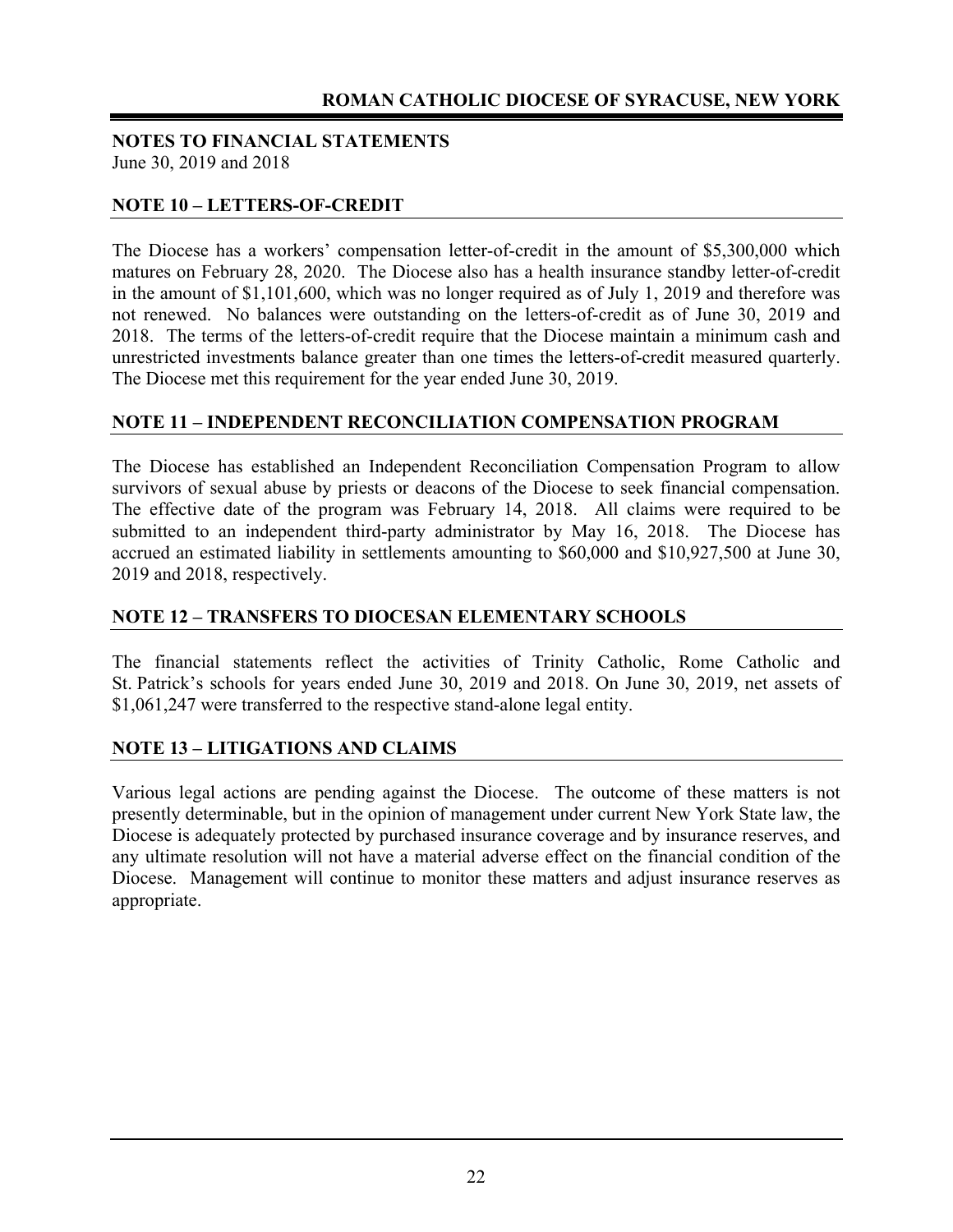**NOTES TO FINANCIAL STATEMENTS**
June 30, 2019 and 2018

## NOTE 10 – LETTERS-OF-CREDIT

The Diocese has a workers' compensation letter-of-credit in the amount of $5,300,000 which matures on February 28, 2020. The Diocese also has a health insurance standby letter-of-credit in the amount of $1,101,600, which was no longer required as of July 1, 2019 and therefore was not renewed. No balances were outstanding on the letters-of-credit as of June 30, 2019 and 2018. The terms of the letters-of-credit require that the Diocese maintain a minimum cash and unrestricted investments balance greater than one times the letters-of-credit measured quarterly. The Diocese met this requirement for the year ended June 30, 2019.

## NOTE 11 – INDEPENDENT RECONCILIATION COMPENSATION PROGRAM

The Diocese has established an Independent Reconciliation Compensation Program to allow survivors of sexual abuse by priests or deacons of the Diocese to seek financial compensation. The effective date of the program was February 14, 2018. All claims were required to be submitted to an independent third-party administrator by May 16, 2018. The Diocese has accrued an estimated liability in settlements amounting to $60,000 and $10,927,500 at June 30, 2019 and 2018, respectively.

## NOTE 12 – TRANSFERS TO DIOCESAN ELEMENTARY SCHOOLS

The financial statements reflect the activities of Trinity Catholic, Rome Catholic and St. Patrick's schools for years ended June 30, 2019 and 2018. On June 30, 2019, net assets of $1,061,247 were transferred to the respective stand-alone legal entity.

## NOTE 13 – LITIGATIONS AND CLAIMS

Various legal actions are pending against the Diocese. The outcome of these matters is not presently determinable, but in the opinion of management under current New York State law, the Diocese is adequately protected by purchased insurance coverage and by insurance reserves, and any ultimate resolution will not have a material adverse effect on the financial condition of the Diocese. Management will continue to monitor these matters and adjust insurance reserves as appropriate.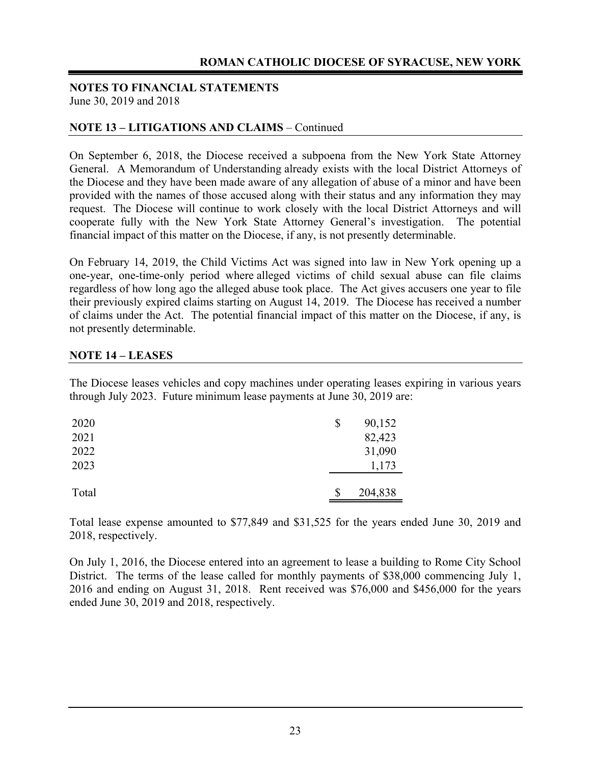**NOTES TO FINANCIAL STATEMENTS**
June 30, 2019 and 2018

## NOTE 13 – LITIGATIONS AND CLAIMS – Continued

On September 6, 2018, the Diocese received a subpoena from the New York State Attorney General. A Memorandum of Understanding already exists with the local District Attorneys of the Diocese and they have been made aware of any allegation of abuse of a minor and have been provided with the names of those accused along with their status and any information they may request. The Diocese will continue to work closely with the local District Attorneys and will cooperate fully with the New York State Attorney General's investigation. The potential financial impact of this matter on the Diocese, if any, is not presently determinable.

On February 14, 2019, the Child Victims Act was signed into law in New York opening up a one-year, one-time-only period where alleged victims of child sexual abuse can file claims regardless of how long ago the alleged abuse took place. The Act gives accusers one year to file their previously expired claims starting on August 14, 2019. The Diocese has received a number of claims under the Act. The potential financial impact of this matter on the Diocese, if any, is not presently determinable.

## NOTE 14 – LEASES

The Diocese leases vehicles and copy machines under operating leases expiring in various years through July 2023. Future minimum lease payments at June 30, 2019 are:

| | |
|---|---|
| 2020 | $ 90,152 |
| 2021 | 82,423 |
| 2022 | 31,090 |
| 2023 | 1,173 |
| Total | $ 204,838 |

Total lease expense amounted to $77,849 and $31,525 for the years ended June 30, 2019 and 2018, respectively.

On July 1, 2016, the Diocese entered into an agreement to lease a building to Rome City School District. The terms of the lease called for monthly payments of $38,000 commencing July 1, 2016 and ending on August 31, 2018. Rent received was $76,000 and $456,000 for the years ended June 30, 2019 and 2018, respectively.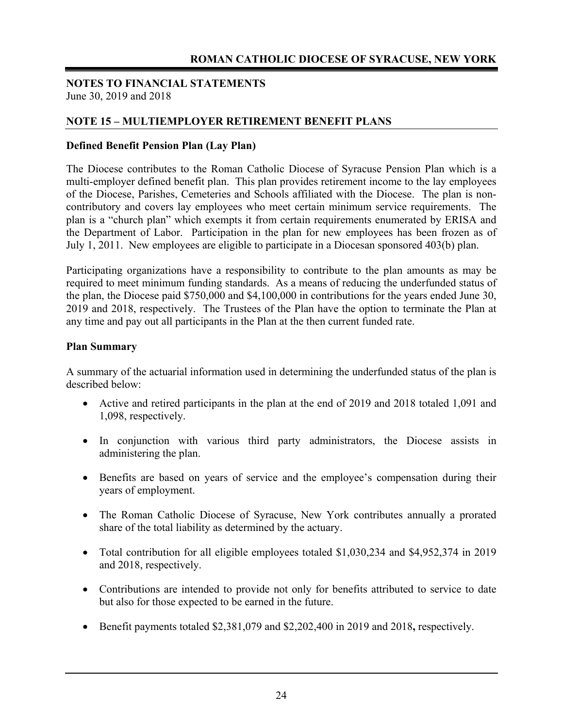**NOTES TO FINANCIAL STATEMENTS**
June 30, 2019 and 2018

## NOTE 15 – MULTIEMPLOYER RETIREMENT BENEFIT PLANS

### Defined Benefit Pension Plan (Lay Plan)

The Diocese contributes to the Roman Catholic Diocese of Syracuse Pension Plan which is a multi-employer defined benefit plan. This plan provides retirement income to the lay employees of the Diocese, Parishes, Cemeteries and Schools affiliated with the Diocese. The plan is non-contributory and covers lay employees who meet certain minimum service requirements. The plan is a "church plan" which exempts it from certain requirements enumerated by ERISA and the Department of Labor. Participation in the plan for new employees has been frozen as of July 1, 2011. New employees are eligible to participate in a Diocesan sponsored 403(b) plan.

Participating organizations have a responsibility to contribute to the plan amounts as may be required to meet minimum funding standards. As a means of reducing the underfunded status of the plan, the Diocese paid $750,000 and $4,100,000 in contributions for the years ended June 30, 2019 and 2018, respectively. The Trustees of the Plan have the option to terminate the Plan at any time and pay out all participants in the Plan at the then current funded rate.

### Plan Summary

A summary of the actuarial information used in determining the underfunded status of the plan is described below:

- Active and retired participants in the plan at the end of 2019 and 2018 totaled 1,091 and 1,098, respectively.
- In conjunction with various third party administrators, the Diocese assists in administering the plan.
- Benefits are based on years of service and the employee's compensation during their years of employment.
- The Roman Catholic Diocese of Syracuse, New York contributes annually a prorated share of the total liability as determined by the actuary.
- Total contribution for all eligible employees totaled $1,030,234 and $4,952,374 in 2019 and 2018, respectively.
- Contributions are intended to provide not only for benefits attributed to service to date but also for those expected to be earned in the future.
- Benefit payments totaled $2,381,079 and $2,202,400 in 2019 and 2018**,** respectively.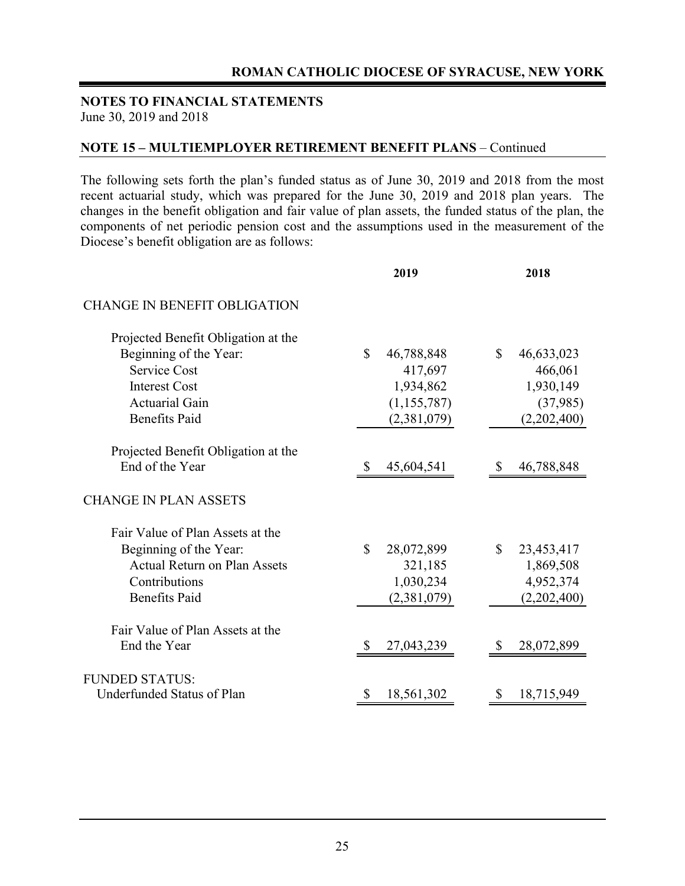**ROMAN CATHOLIC DIOCESE OF SYRACUSE, NEW YORK**

**NOTES TO FINANCIAL STATEMENTS**
June 30, 2019 and 2018

**NOTE 15 – MULTIEMPLOYER RETIREMENT BENEFIT PLANS** – Continued

The following sets forth the plan's funded status as of June 30, 2019 and 2018 from the most recent actuarial study, which was prepared for the June 30, 2019 and 2018 plan years. The changes in the benefit obligation and fair value of plan assets, the funded status of the plan, the components of net periodic pension cost and the assumptions used in the measurement of the Diocese's benefit obligation are as follows:

| | 2019 | 2018 |
|---|---|---|
| CHANGE IN BENEFIT OBLIGATION | | |
| Projected Benefit Obligation at the Beginning of the Year: | $ 46,788,848 | $ 46,633,023 |
| Service Cost | 417,697 | 466,061 |
| Interest Cost | 1,934,862 | 1,930,149 |
| Actuarial Gain | (1,155,787) | (37,985) |
| Benefits Paid | (2,381,079) | (2,202,400) |
| Projected Benefit Obligation at the End of the Year | $ 45,604,541 | $ 46,788,848 |
| CHANGE IN PLAN ASSETS | | |
| Fair Value of Plan Assets at the Beginning of the Year: | $ 28,072,899 | $ 23,453,417 |
| Actual Return on Plan Assets | 321,185 | 1,869,508 |
| Contributions | 1,030,234 | 4,952,374 |
| Benefits Paid | (2,381,079) | (2,202,400) |
| Fair Value of Plan Assets at the End the Year | $ 27,043,239 | $ 28,072,899 |
| FUNDED STATUS: | | |
| Underfunded Status of Plan | $ 18,561,302 | $ 18,715,949 |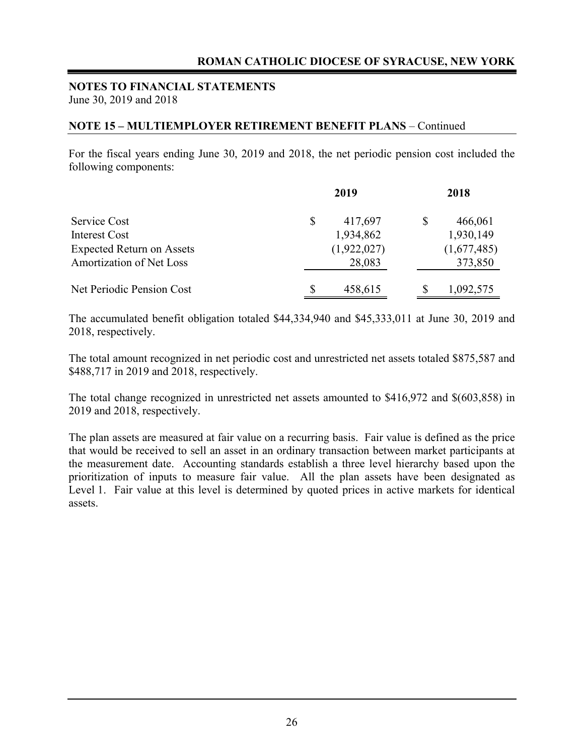## NOTES TO FINANCIAL STATEMENTS

June 30, 2019 and 2018

### NOTE 15 – MULTIEMPLOYER RETIREMENT BENEFIT PLANS – Continued

For the fiscal years ending June 30, 2019 and 2018, the net periodic pension cost included the following components:

| | 2019 | 2018 |
|---|---|---|
| Service Cost | $ 417,697 | $ 466,061 |
| Interest Cost | 1,934,862 | 1,930,149 |
| Expected Return on Assets | (1,922,027) | (1,677,485) |
| Amortization of Net Loss | 28,083 | 373,850 |
| Net Periodic Pension Cost | $ 458,615 | $ 1,092,575 |

The accumulated benefit obligation totaled $44,334,940 and $45,333,011 at June 30, 2019 and 2018, respectively.

The total amount recognized in net periodic cost and unrestricted net assets totaled $875,587 and $488,717 in 2019 and 2018, respectively.

The total change recognized in unrestricted net assets amounted to $416,972 and $(603,858) in 2019 and 2018, respectively.

The plan assets are measured at fair value on a recurring basis. Fair value is defined as the price that would be received to sell an asset in an ordinary transaction between market participants at the measurement date. Accounting standards establish a three level hierarchy based upon the prioritization of inputs to measure fair value. All the plan assets have been designated as Level 1. Fair value at this level is determined by quoted prices in active markets for identical assets.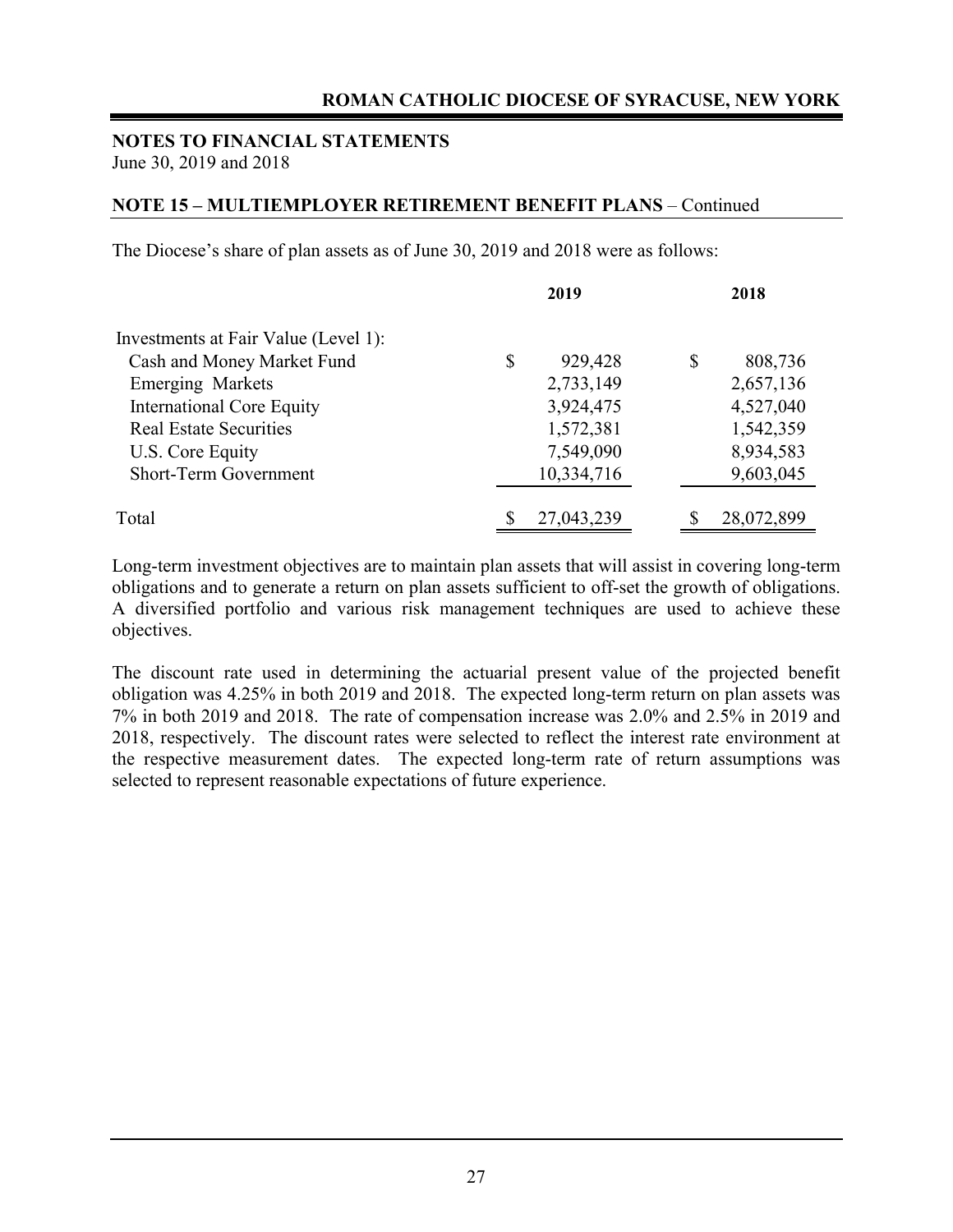## NOTES TO FINANCIAL STATEMENTS

June 30, 2019 and 2018

### NOTE 15 – MULTIEMPLOYER RETIREMENT BENEFIT PLANS – Continued

The Diocese's share of plan assets as of June 30, 2019 and 2018 were as follows:

| | 2019 | 2018 |
|---|---|---|
| Investments at Fair Value (Level 1): | | |
| Cash and Money Market Fund | $ 929,428 | $ 808,736 |
| Emerging Markets | 2,733,149 | 2,657,136 |
| International Core Equity | 3,924,475 | 4,527,040 |
| Real Estate Securities | 1,572,381 | 1,542,359 |
| U.S. Core Equity | 7,549,090 | 8,934,583 |
| Short-Term Government | 10,334,716 | 9,603,045 |
| Total | $ 27,043,239 | $ 28,072,899 |

Long-term investment objectives are to maintain plan assets that will assist in covering long-term obligations and to generate a return on plan assets sufficient to off-set the growth of obligations. A diversified portfolio and various risk management techniques are used to achieve these objectives.

The discount rate used in determining the actuarial present value of the projected benefit obligation was 4.25% in both 2019 and 2018. The expected long-term return on plan assets was 7% in both 2019 and 2018. The rate of compensation increase was 2.0% and 2.5% in 2019 and 2018, respectively. The discount rates were selected to reflect the interest rate environment at the respective measurement dates. The expected long-term rate of return assumptions was selected to represent reasonable expectations of future experience.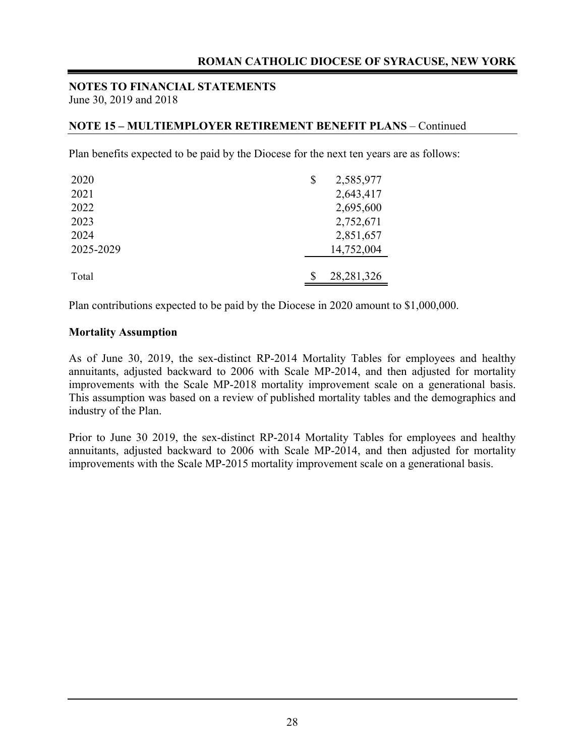**NOTES TO FINANCIAL STATEMENTS**
June 30, 2019 and 2018

**NOTE 15 – MULTIEMPLOYER RETIREMENT BENEFIT PLANS** – Continued

Plan benefits expected to be paid by the Diocese for the next ten years are as follows:

| | |
|---|---|
| 2020 | $ 2,585,977 |
| 2021 | 2,643,417 |
| 2022 | 2,695,600 |
| 2023 | 2,752,671 |
| 2024 | 2,851,657 |
| 2025-2029 | 14,752,004 |
| Total | $ 28,281,326 |

Plan contributions expected to be paid by the Diocese in 2020 amount to $1,000,000.

**Mortality Assumption**

As of June 30, 2019, the sex-distinct RP-2014 Mortality Tables for employees and healthy annuitants, adjusted backward to 2006 with Scale MP-2014, and then adjusted for mortality improvements with the Scale MP-2018 mortality improvement scale on a generational basis. This assumption was based on a review of published mortality tables and the demographics and industry of the Plan.

Prior to June 30 2019, the sex-distinct RP-2014 Mortality Tables for employees and healthy annuitants, adjusted backward to 2006 with Scale MP-2014, and then adjusted for mortality improvements with the Scale MP-2015 mortality improvement scale on a generational basis.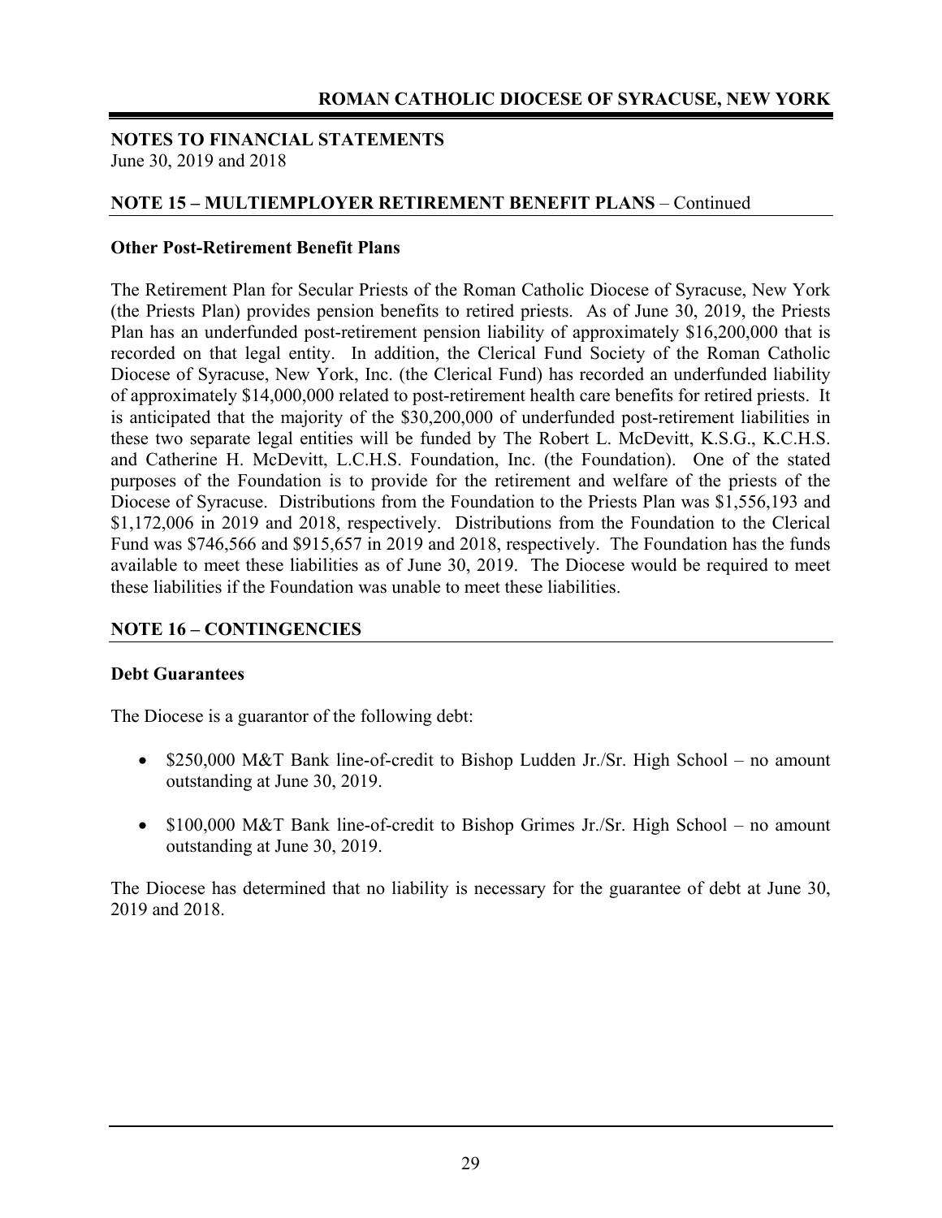## NOTES TO FINANCIAL STATEMENTS

June 30, 2019 and 2018

## NOTE 15 – MULTIEMPLOYER RETIREMENT BENEFIT PLANS – Continued

### Other Post-Retirement Benefit Plans

The Retirement Plan for Secular Priests of the Roman Catholic Diocese of Syracuse, New York (the Priests Plan) provides pension benefits to retired priests. As of June 30, 2019, the Priests Plan has an underfunded post-retirement pension liability of approximately $16,200,000 that is recorded on that legal entity. In addition, the Clerical Fund Society of the Roman Catholic Diocese of Syracuse, New York, Inc. (the Clerical Fund) has recorded an underfunded liability of approximately $14,000,000 related to post-retirement health care benefits for retired priests. It is anticipated that the majority of the $30,200,000 of underfunded post-retirement liabilities in these two separate legal entities will be funded by The Robert L. McDevitt, K.S.G., K.C.H.S. and Catherine H. McDevitt, L.C.H.S. Foundation, Inc. (the Foundation). One of the stated purposes of the Foundation is to provide for the retirement and welfare of the priests of the Diocese of Syracuse. Distributions from the Foundation to the Priests Plan was $1,556,193 and $1,172,006 in 2019 and 2018, respectively. Distributions from the Foundation to the Clerical Fund was $746,566 and $915,657 in 2019 and 2018, respectively. The Foundation has the funds available to meet these liabilities as of June 30, 2019. The Diocese would be required to meet these liabilities if the Foundation was unable to meet these liabilities.

## NOTE 16 – CONTINGENCIES

### Debt Guarantees

The Diocese is a guarantor of the following debt:

- $250,000 M&T Bank line-of-credit to Bishop Ludden Jr./Sr. High School – no amount outstanding at June 30, 2019.
- $100,000 M&T Bank line-of-credit to Bishop Grimes Jr./Sr. High School – no amount outstanding at June 30, 2019.

The Diocese has determined that no liability is necessary for the guarantee of debt at June 30, 2019 and 2018.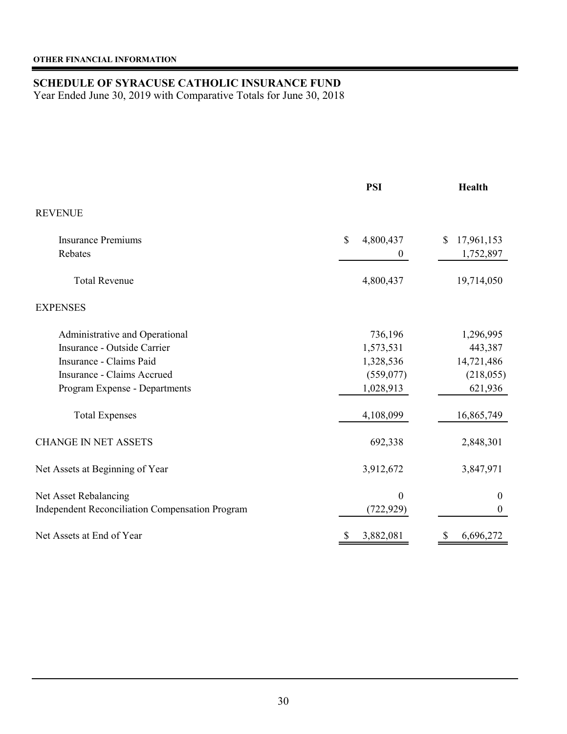**OTHER FINANCIAL INFORMATION**

## SCHEDULE OF SYRACUSE CATHOLIC INSURANCE FUND

Year Ended June 30, 2019 with Comparative Totals for June 30, 2018

| | PSI | Health |
|---|---|---|
| REVENUE | | |
| Insurance Premiums | $ 4,800,437 | $ 17,961,153 |
| Rebates | 0 | 1,752,897 |
| Total Revenue | 4,800,437 | 19,714,050 |
| EXPENSES | | |
| Administrative and Operational | 736,196 | 1,296,995 |
| Insurance - Outside Carrier | 1,573,531 | 443,387 |
| Insurance - Claims Paid | 1,328,536 | 14,721,486 |
| Insurance - Claims Accrued | (559,077) | (218,055) |
| Program Expense - Departments | 1,028,913 | 621,936 |
| Total Expenses | 4,108,099 | 16,865,749 |
| CHANGE IN NET ASSETS | 692,338 | 2,848,301 |
| Net Assets at Beginning of Year | 3,912,672 | 3,847,971 |
| Net Asset Rebalancing | 0 | 0 |
| Independent Reconciliation Compensation Program | (722,929) | 0 |
| Net Assets at End of Year | $ 3,882,081 | $ 6,696,272 |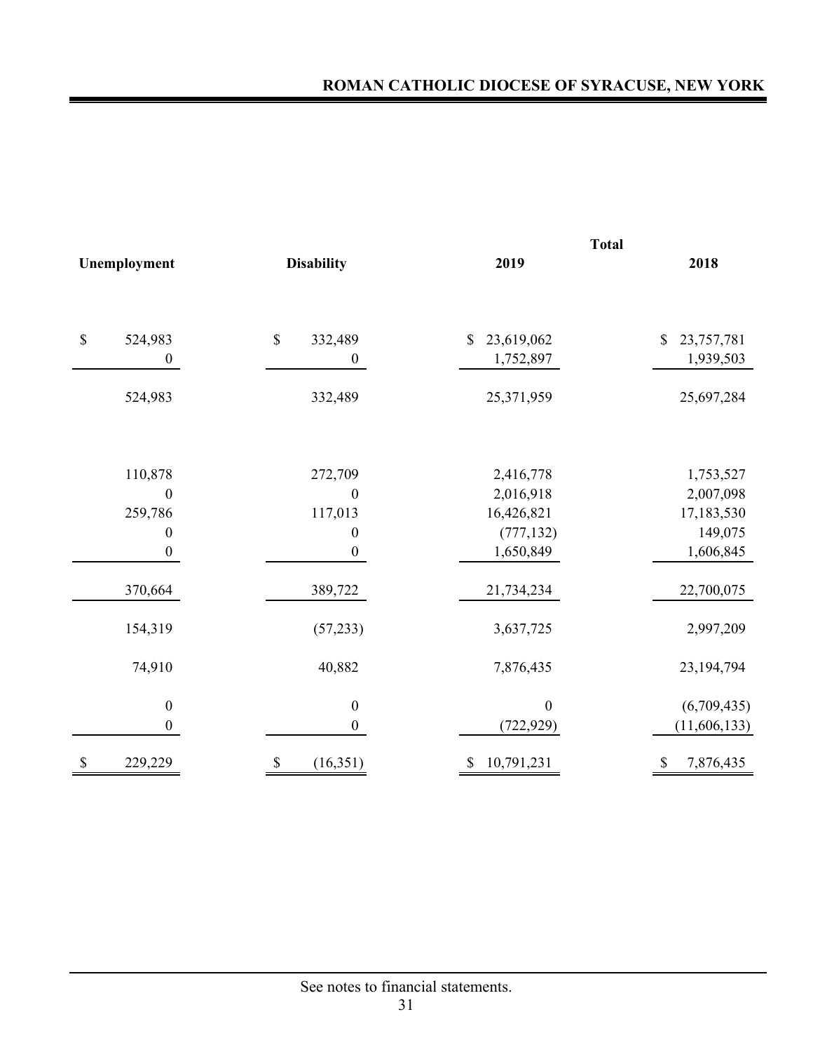| Unemployment | Disability | Total 2019 | Total 2018 |
|---|---|---|---|
| $ 524,983 | $ 332,489 | $ 23,619,062 | $ 23,757,781 |
| 0 | 0 | 1,752,897 | 1,939,503 |
| 524,983 | 332,489 | 25,371,959 | 25,697,284 |
| | | | |
| 110,878 | 272,709 | 2,416,778 | 1,753,527 |
| 0 | 0 | 2,016,918 | 2,007,098 |
| 259,786 | 117,013 | 16,426,821 | 17,183,530 |
| 0 | 0 | (777,132) | 149,075 |
| 0 | 0 | 1,650,849 | 1,606,845 |
| 370,664 | 389,722 | 21,734,234 | 22,700,075 |
| 154,319 | (57,233) | 3,637,725 | 2,997,209 |
| 74,910 | 40,882 | 7,876,435 | 23,194,794 |
| 0 | 0 | 0 | (6,709,435) |
| 0 | 0 | (722,929) | (11,606,133) |
| $ 229,229 | $ (16,351) | $ 10,791,231 | $ 7,876,435 |

See notes to financial statements.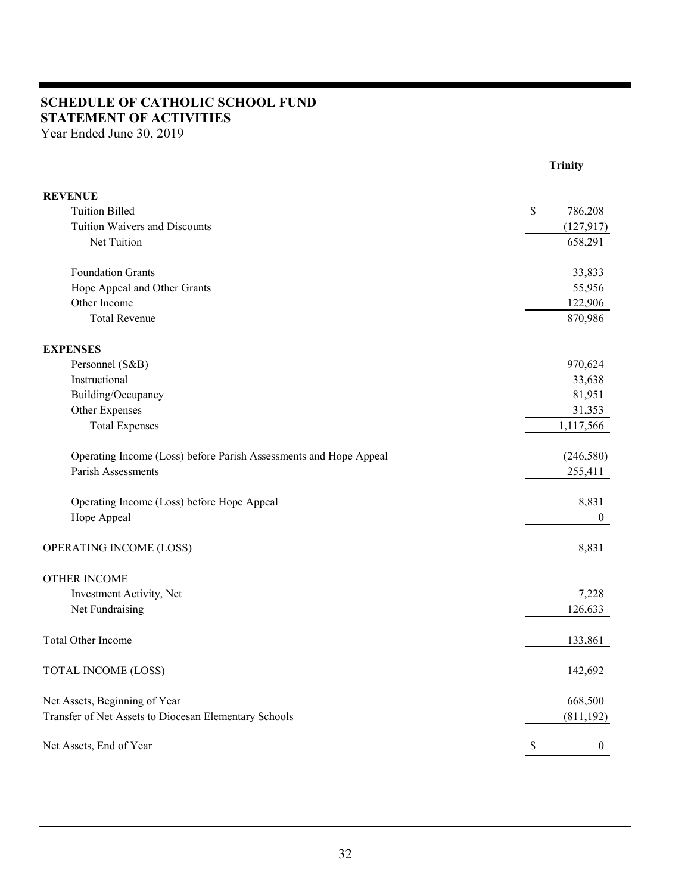# SCHEDULE OF CATHOLIC SCHOOL FUND
## STATEMENT OF ACTIVITIES

Year Ended June 30, 2019

| | Trinity |
|---|---|
| **REVENUE** | |
| Tuition Billed | $ 786,208 |
| Tuition Waivers and Discounts | (127,917) |
| Net Tuition | 658,291 |
| | |
| Foundation Grants | 33,833 |
| Hope Appeal and Other Grants | 55,956 |
| Other Income | 122,906 |
| Total Revenue | 870,986 |
| | |
| **EXPENSES** | |
| Personnel (S&B) | 970,624 |
| Instructional | 33,638 |
| Building/Occupancy | 81,951 |
| Other Expenses | 31,353 |
| Total Expenses | 1,117,566 |
| | |
| Operating Income (Loss) before Parish Assessments and Hope Appeal | (246,580) |
| Parish Assessments | 255,411 |
| | |
| Operating Income (Loss) before Hope Appeal | 8,831 |
| Hope Appeal | 0 |
| | |
| OPERATING INCOME (LOSS) | 8,831 |
| | |
| OTHER INCOME | |
| Investment Activity, Net | 7,228 |
| Net Fundraising | 126,633 |
| | |
| Total Other Income | 133,861 |
| | |
| TOTAL INCOME (LOSS) | 142,692 |
| | |
| Net Assets, Beginning of Year | 668,500 |
| Transfer of Net Assets to Diocesan Elementary Schools | (811,192) |
| | |
| Net Assets, End of Year | $ 0 |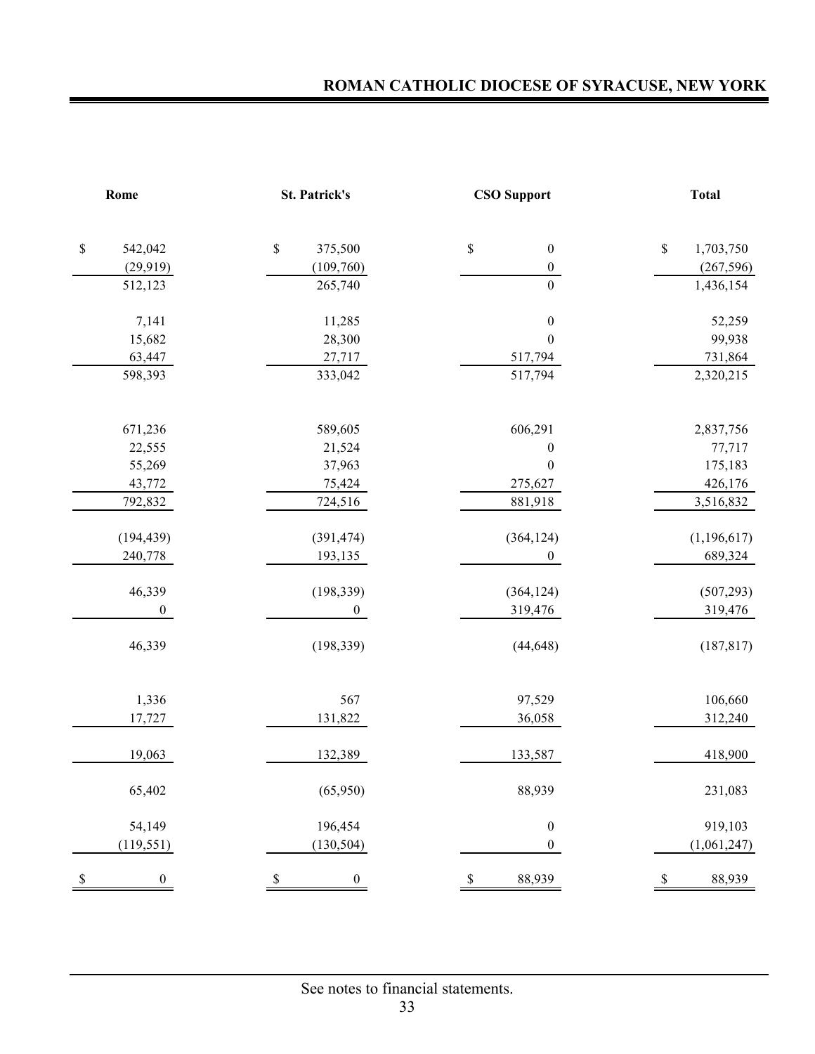| Rome | St. Patrick's | CSO Support | Total |
|---|---|---|---|
| $ 542,042 | $ 375,500 | $ 0 | $ 1,703,750 |
| (29,919) | (109,760) | 0 | (267,596) |
| 512,123 | 265,740 | 0 | 1,436,154 |
| | | | |
| 7,141 | 11,285 | 0 | 52,259 |
| 15,682 | 28,300 | 0 | 99,938 |
| 63,447 | 27,717 | 517,794 | 731,864 |
| 598,393 | 333,042 | 517,794 | 2,320,215 |
| | | | |
| 671,236 | 589,605 | 606,291 | 2,837,756 |
| 22,555 | 21,524 | 0 | 77,717 |
| 55,269 | 37,963 | 0 | 175,183 |
| 43,772 | 75,424 | 275,627 | 426,176 |
| 792,832 | 724,516 | 881,918 | 3,516,832 |
| | | | |
| (194,439) | (391,474) | (364,124) | (1,196,617) |
| 240,778 | 193,135 | 0 | 689,324 |
| | | | |
| 46,339 | (198,339) | (364,124) | (507,293) |
| 0 | 0 | 319,476 | 319,476 |
| | | | |
| 46,339 | (198,339) | (44,648) | (187,817) |
| | | | |
| 1,336 | 567 | 97,529 | 106,660 |
| 17,727 | 131,822 | 36,058 | 312,240 |
| | | | |
| 19,063 | 132,389 | 133,587 | 418,900 |
| | | | |
| 65,402 | (65,950) | 88,939 | 231,083 |
| | | | |
| 54,149 | 196,454 | 0 | 919,103 |
| (119,551) | (130,504) | 0 | (1,061,247) |
| | | | |
| $ 0 | $ 0 | $ 88,939 | $ 88,939 |

See notes to financial statements.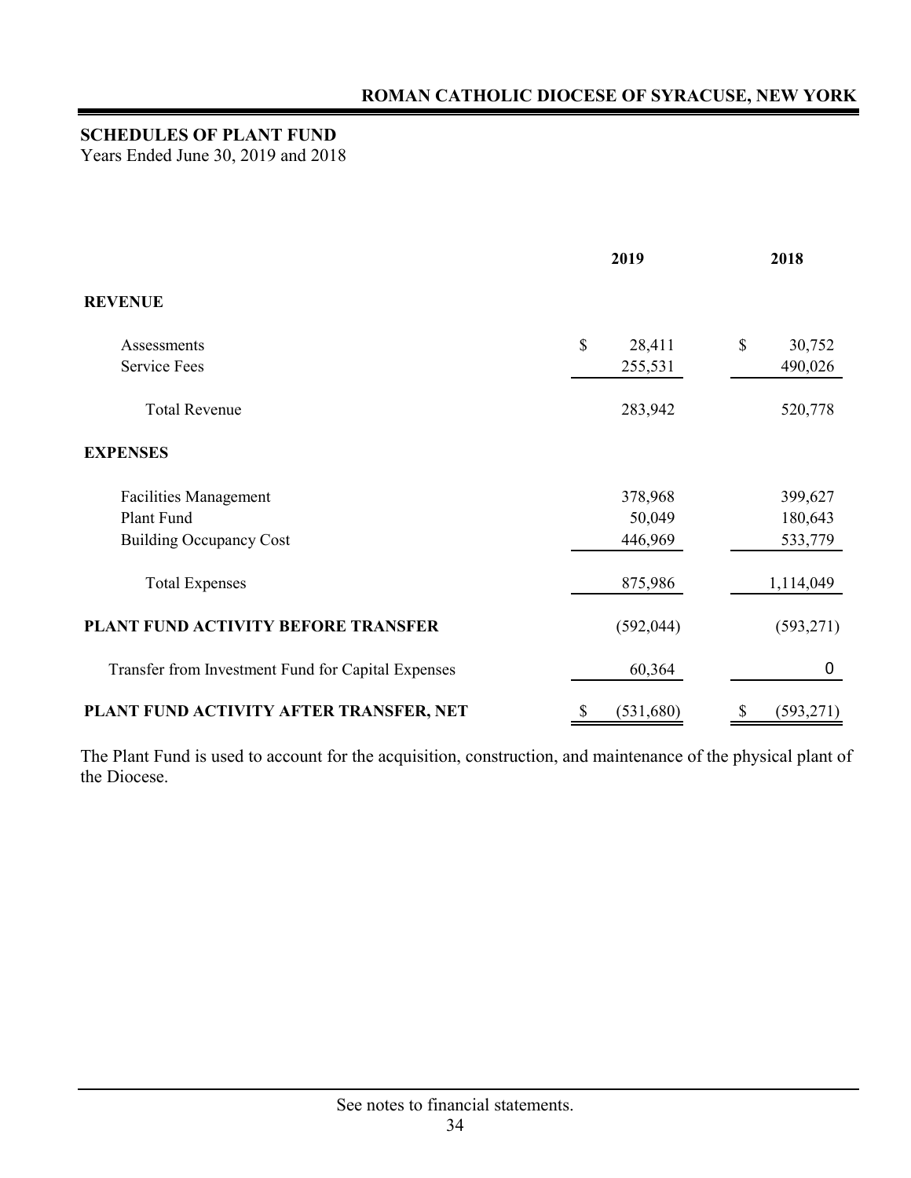## ROMAN CATHOLIC DIOCESE OF SYRACUSE, NEW YORK

### SCHEDULES OF PLANT FUND

Years Ended June 30, 2019 and 2018

| | 2019 | 2018 |
|---|---|---|
| **REVENUE** | | |
| Assessments | $ 28,411 | $ 30,752 |
| Service Fees | 255,531 | 490,026 |
| Total Revenue | 283,942 | 520,778 |
| **EXPENSES** | | |
| Facilities Management | 378,968 | 399,627 |
| Plant Fund | 50,049 | 180,643 |
| Building Occupancy Cost | 446,969 | 533,779 |
| Total Expenses | 875,986 | 1,114,049 |
| **PLANT FUND ACTIVITY BEFORE TRANSFER** | (592,044) | (593,271) |
| Transfer from Investment Fund for Capital Expenses | 60,364 | 0 |
| **PLANT FUND ACTIVITY AFTER TRANSFER, NET** | $ (531,680) | $ (593,271) |

The Plant Fund is used to account for the acquisition, construction, and maintenance of the physical plant of the Diocese.

See notes to financial statements.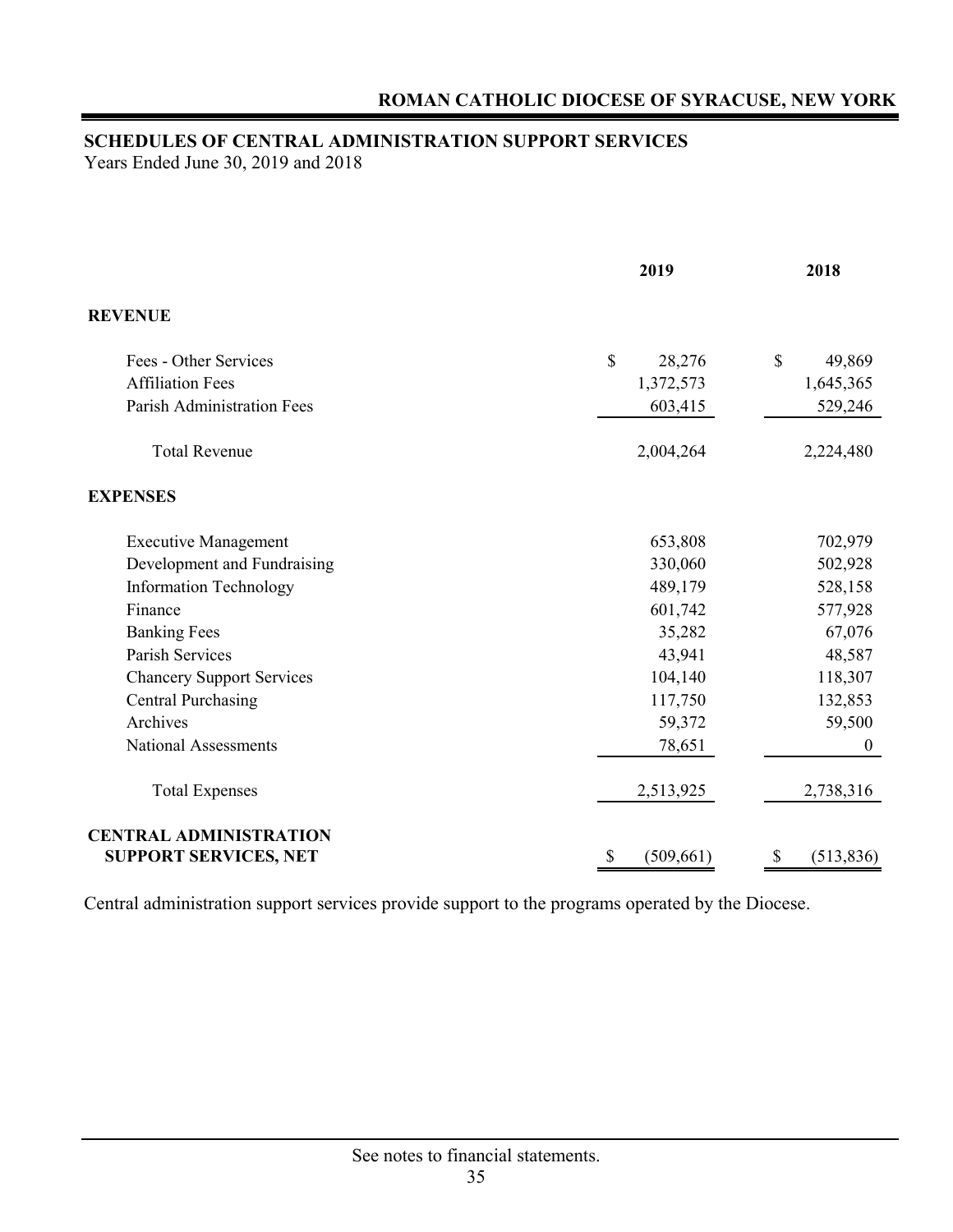## SCHEDULES OF CENTRAL ADMINISTRATION SUPPORT SERVICES

Years Ended June 30, 2019 and 2018

| | 2019 | 2018 |
|---|---|---|
| **REVENUE** | | |
| Fees - Other Services | $ 28,276 | $ 49,869 |
| Affiliation Fees | 1,372,573 | 1,645,365 |
| Parish Administration Fees | 603,415 | 529,246 |
| Total Revenue | 2,004,264 | 2,224,480 |
| **EXPENSES** | | |
| Executive Management | 653,808 | 702,979 |
| Development and Fundraising | 330,060 | 502,928 |
| Information Technology | 489,179 | 528,158 |
| Finance | 601,742 | 577,928 |
| Banking Fees | 35,282 | 67,076 |
| Parish Services | 43,941 | 48,587 |
| Chancery Support Services | 104,140 | 118,307 |
| Central Purchasing | 117,750 | 132,853 |
| Archives | 59,372 | 59,500 |
| National Assessments | 78,651 | 0 |
| Total Expenses | 2,513,925 | 2,738,316 |
| **CENTRAL ADMINISTRATION SUPPORT SERVICES, NET** | $ (509,661) | $ (513,836) |

Central administration support services provide support to the programs operated by the Diocese.

See notes to financial statements.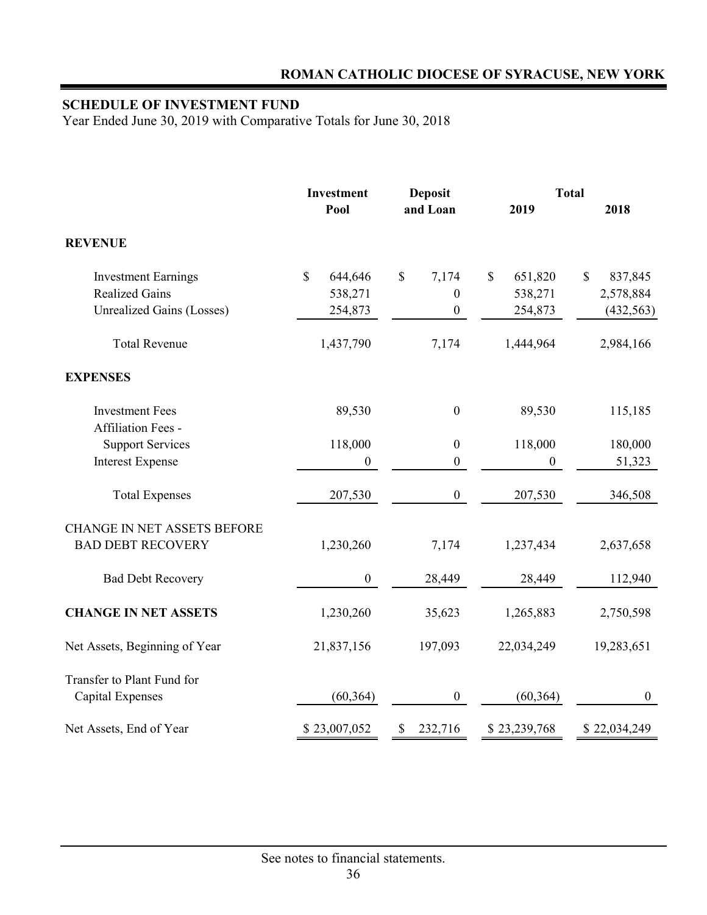## ROMAN CATHOLIC DIOCESE OF SYRACUSE, NEW YORK

### SCHEDULE OF INVESTMENT FUND

Year Ended June 30, 2019 with Comparative Totals for June 30, 2018

| | Investment Pool | Deposit and Loan | Total 2019 | Total 2018 |
|---|---|---|---|---|
| **REVENUE** | | | | |
| Investment Earnings | $ 644,646 | $ 7,174 | $ 651,820 | $ 837,845 |
| Realized Gains | 538,271 | 0 | 538,271 | 2,578,884 |
| Unrealized Gains (Losses) | 254,873 | 0 | 254,873 | (432,563) |
| Total Revenue | 1,437,790 | 7,174 | 1,444,964 | 2,984,166 |
| **EXPENSES** | | | | |
| Investment Fees | 89,530 | 0 | 89,530 | 115,185 |
| Affiliation Fees - Support Services | 118,000 | 0 | 118,000 | 180,000 |
| Interest Expense | 0 | 0 | 0 | 51,323 |
| Total Expenses | 207,530 | 0 | 207,530 | 346,508 |
| CHANGE IN NET ASSETS BEFORE BAD DEBT RECOVERY | 1,230,260 | 7,174 | 1,237,434 | 2,637,658 |
| Bad Debt Recovery | 0 | 28,449 | 28,449 | 112,940 |
| **CHANGE IN NET ASSETS** | 1,230,260 | 35,623 | 1,265,883 | 2,750,598 |
| Net Assets, Beginning of Year | 21,837,156 | 197,093 | 22,034,249 | 19,283,651 |
| Transfer to Plant Fund for Capital Expenses | (60,364) | 0 | (60,364) | 0 |
| Net Assets, End of Year | $ 23,007,052 | $ 232,716 | $ 23,239,768 | $ 22,034,249 |

See notes to financial statements.